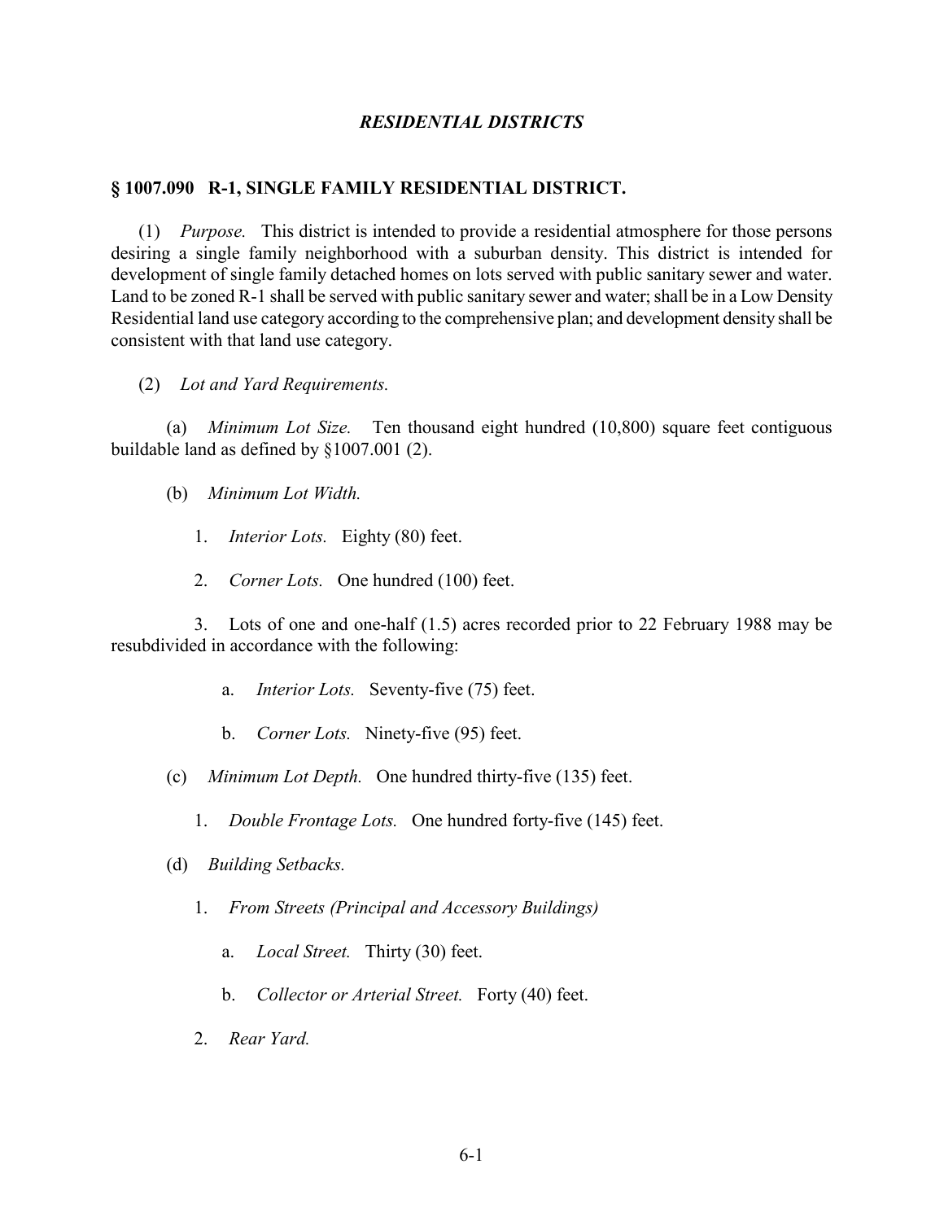## *RESIDENTIAL DISTRICTS*

### § 1007.090 R-1, SINGLE FAMILY RESIDENTIAL DISTRICT.

(1) *Purpose.* This district is intended to provide a residential atmosphere for those persons desiring a single family neighborhood with a suburban density. This district is intended for development of single family detached homes on lots served with public sanitary sewer and water. Land to be zoned R-1 shall be served with public sanitary sewer and water; shall be in a Low Density Residential land use category according to the comprehensive plan; and development density shall be consistent with that land use category.

(2) *Lot and Yard Requirements.*

(a) *Minimum Lot Size.* Ten thousand eight hundred (10,800) square feet contiguous buildable land as defined by §1007.001 (2).

(b) *Minimum Lot Width.*

1. *Interior Lots.* Eighty (80) feet.

2. *Corner Lots.* One hundred (100) feet.

3. Lots of one and one-half (1.5) acres recorded prior to 22 February 1988 may be resubdivided in accordance with the following:

a. *Interior Lots.* Seventy-five (75) feet.

b. *Corner Lots.* Ninety-five (95) feet.

(c) *Minimum Lot Depth.* One hundred thirty-five (135) feet.

1. *Double Frontage Lots.* One hundred forty-five (145) feet.

(d) *Building Setbacks.*

1. *From Streets (Principal and Accessory Buildings)*

a. *Local Street.* Thirty (30) feet.

b. *Collector or Arterial Street.* Forty (40) feet.

2. *Rear Yard.*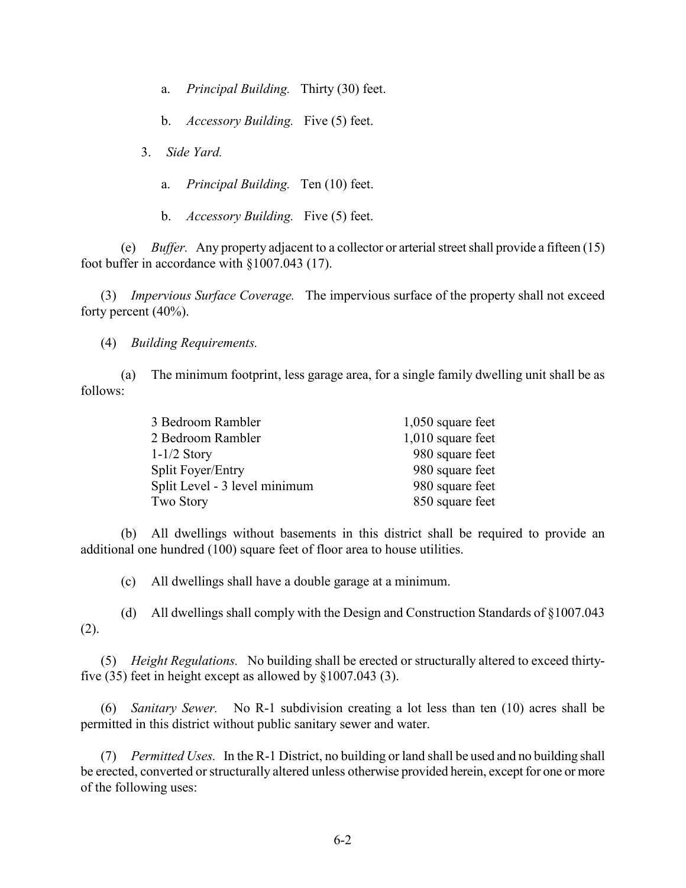a. *Principal Building.* Thirty (30) feet.

b. *Accessory Building.* Five (5) feet.

3. *Side Yard.*

a. *Principal Building.* Ten (10) feet.

b. *Accessory Building.* Five (5) feet.

(e) *Buffer.* Any property adjacent to a collector or arterial street shall provide a fifteen (15) foot buffer in accordance with §1007.043 (17).

(3) *Impervious Surface Coverage.* The impervious surface of the property shall not exceed forty percent (40%).

(4) *Building Requirements.*

(a) The minimum footprint, less garage area, for a single family dwelling unit shall be as follows:

| | |
|---|---|
| 3 Bedroom Rambler | 1,050 square feet |
| 2 Bedroom Rambler | 1,010 square feet |
| 1-1/2 Story | 980 square feet |
| Split Foyer/Entry | 980 square feet |
| Split Level - 3 level minimum | 980 square feet |
| Two Story | 850 square feet |

(b) All dwellings without basements in this district shall be required to provide an additional one hundred (100) square feet of floor area to house utilities.

(c) All dwellings shall have a double garage at a minimum.

(d) All dwellings shall comply with the Design and Construction Standards of §1007.043 (2).

(5) *Height Regulations.* No building shall be erected or structurally altered to exceed thirty-five (35) feet in height except as allowed by §1007.043 (3).

(6) *Sanitary Sewer.* No R-1 subdivision creating a lot less than ten (10) acres shall be permitted in this district without public sanitary sewer and water.

(7) *Permitted Uses.* In the R-1 District, no building or land shall be used and no building shall be erected, converted or structurally altered unless otherwise provided herein, except for one or more of the following uses: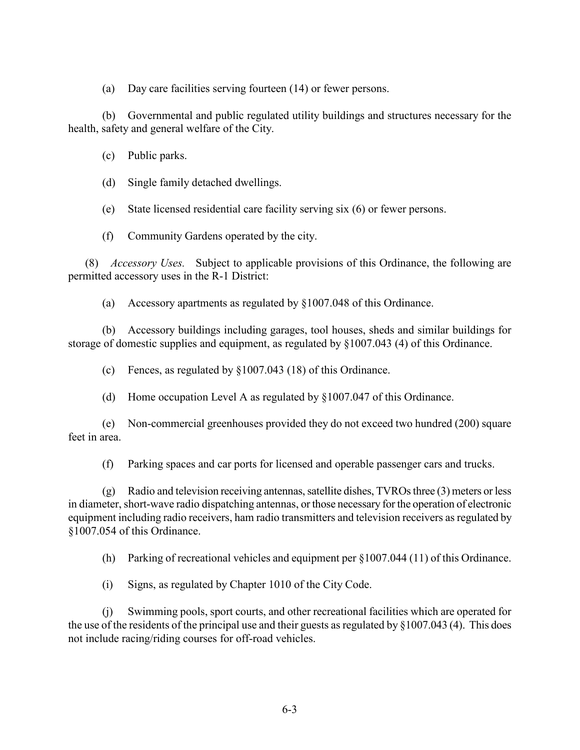(a) Day care facilities serving fourteen (14) or fewer persons.

(b) Governmental and public regulated utility buildings and structures necessary for the health, safety and general welfare of the City.

(c) Public parks.

(d) Single family detached dwellings.

(e) State licensed residential care facility serving six (6) or fewer persons.

(f) Community Gardens operated by the city.

(8) *Accessory Uses.* Subject to applicable provisions of this Ordinance, the following are permitted accessory uses in the R-1 District:

(a) Accessory apartments as regulated by §1007.048 of this Ordinance.

(b) Accessory buildings including garages, tool houses, sheds and similar buildings for storage of domestic supplies and equipment, as regulated by §1007.043 (4) of this Ordinance.

(c) Fences, as regulated by §1007.043 (18) of this Ordinance.

(d) Home occupation Level A as regulated by §1007.047 of this Ordinance.

(e) Non-commercial greenhouses provided they do not exceed two hundred (200) square feet in area.

(f) Parking spaces and car ports for licensed and operable passenger cars and trucks.

(g) Radio and television receiving antennas, satellite dishes, TVROs three (3) meters or less in diameter, short-wave radio dispatching antennas, or those necessary for the operation of electronic equipment including radio receivers, ham radio transmitters and television receivers as regulated by §1007.054 of this Ordinance.

(h) Parking of recreational vehicles and equipment per §1007.044 (11) of this Ordinance.

(i) Signs, as regulated by Chapter 1010 of the City Code.

(j) Swimming pools, sport courts, and other recreational facilities which are operated for the use of the residents of the principal use and their guests as regulated by §1007.043 (4). This does not include racing/riding courses for off-road vehicles.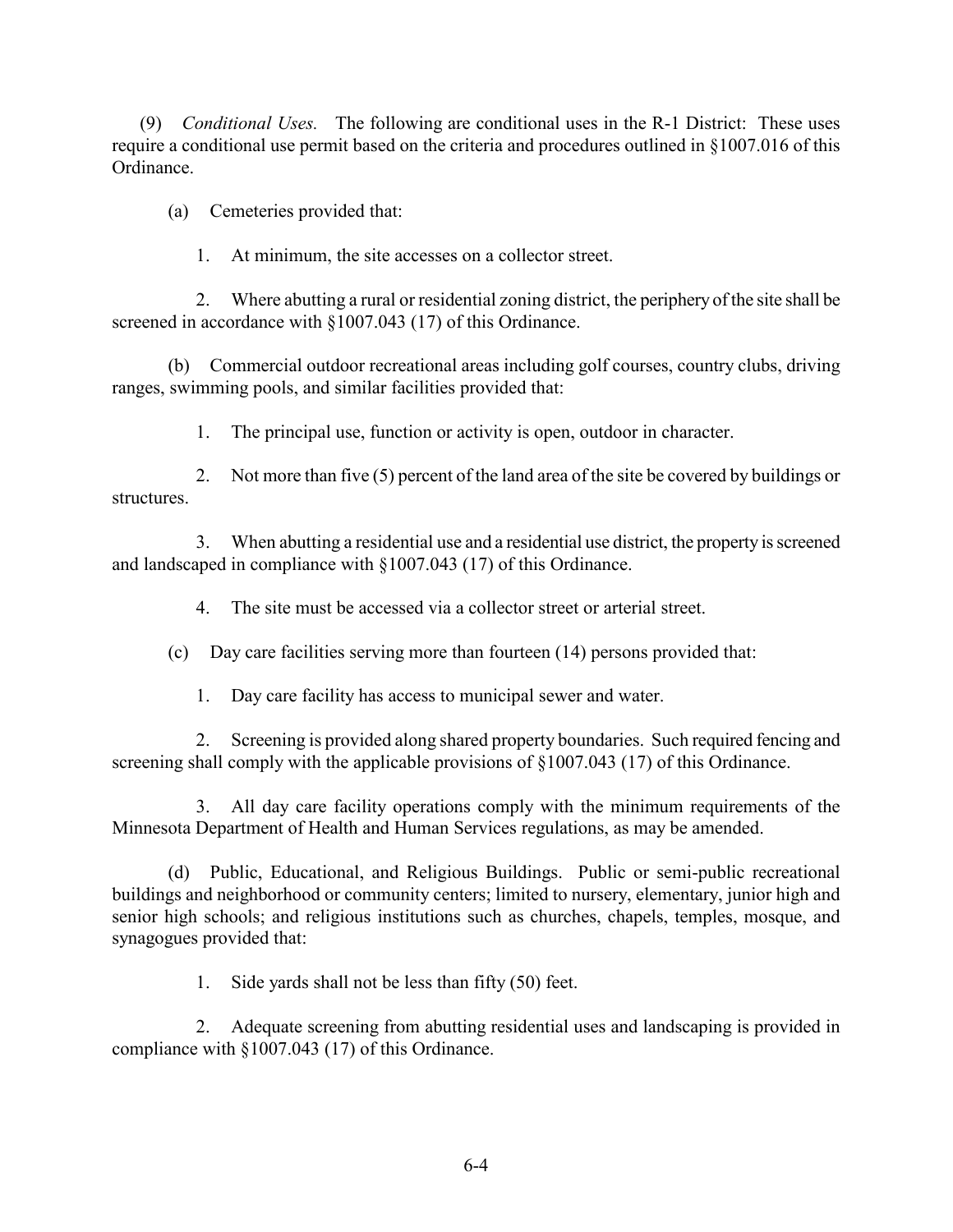(9) *Conditional Uses.* The following are conditional uses in the R-1 District: These uses require a conditional use permit based on the criteria and procedures outlined in §1007.016 of this Ordinance.

(a) Cemeteries provided that:

1. At minimum, the site accesses on a collector street.

2. Where abutting a rural or residential zoning district, the periphery of the site shall be screened in accordance with §1007.043 (17) of this Ordinance.

(b) Commercial outdoor recreational areas including golf courses, country clubs, driving ranges, swimming pools, and similar facilities provided that:

1. The principal use, function or activity is open, outdoor in character.

2. Not more than five (5) percent of the land area of the site be covered by buildings or structures.

3. When abutting a residential use and a residential use district, the property is screened and landscaped in compliance with §1007.043 (17) of this Ordinance.

4. The site must be accessed via a collector street or arterial street.

(c) Day care facilities serving more than fourteen (14) persons provided that:

1. Day care facility has access to municipal sewer and water.

2. Screening is provided along shared property boundaries. Such required fencing and screening shall comply with the applicable provisions of §1007.043 (17) of this Ordinance.

3. All day care facility operations comply with the minimum requirements of the Minnesota Department of Health and Human Services regulations, as may be amended.

(d) Public, Educational, and Religious Buildings. Public or semi-public recreational buildings and neighborhood or community centers; limited to nursery, elementary, junior high and senior high schools; and religious institutions such as churches, chapels, temples, mosque, and synagogues provided that:

1. Side yards shall not be less than fifty (50) feet.

2. Adequate screening from abutting residential uses and landscaping is provided in compliance with §1007.043 (17) of this Ordinance.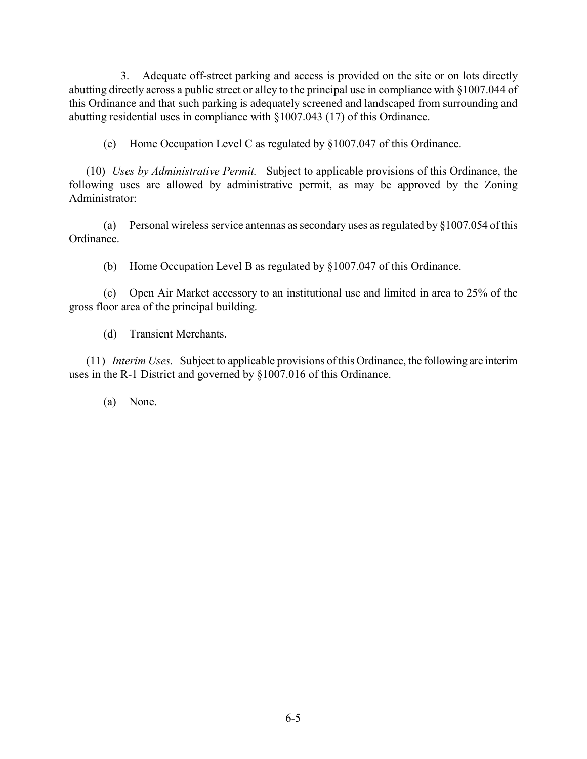3. Adequate off-street parking and access is provided on the site or on lots directly abutting directly across a public street or alley to the principal use in compliance with §1007.044 of this Ordinance and that such parking is adequately screened and landscaped from surrounding and abutting residential uses in compliance with §1007.043 (17) of this Ordinance.

(e) Home Occupation Level C as regulated by §1007.047 of this Ordinance.

(10) *Uses by Administrative Permit.* Subject to applicable provisions of this Ordinance, the following uses are allowed by administrative permit, as may be approved by the Zoning Administrator:

(a) Personal wireless service antennas as secondary uses as regulated by §1007.054 of this Ordinance.

(b) Home Occupation Level B as regulated by §1007.047 of this Ordinance.

(c) Open Air Market accessory to an institutional use and limited in area to 25% of the gross floor area of the principal building.

(d) Transient Merchants.

(11) *Interim Uses.* Subject to applicable provisions of this Ordinance, the following are interim uses in the R-1 District and governed by §1007.016 of this Ordinance.

(a) None.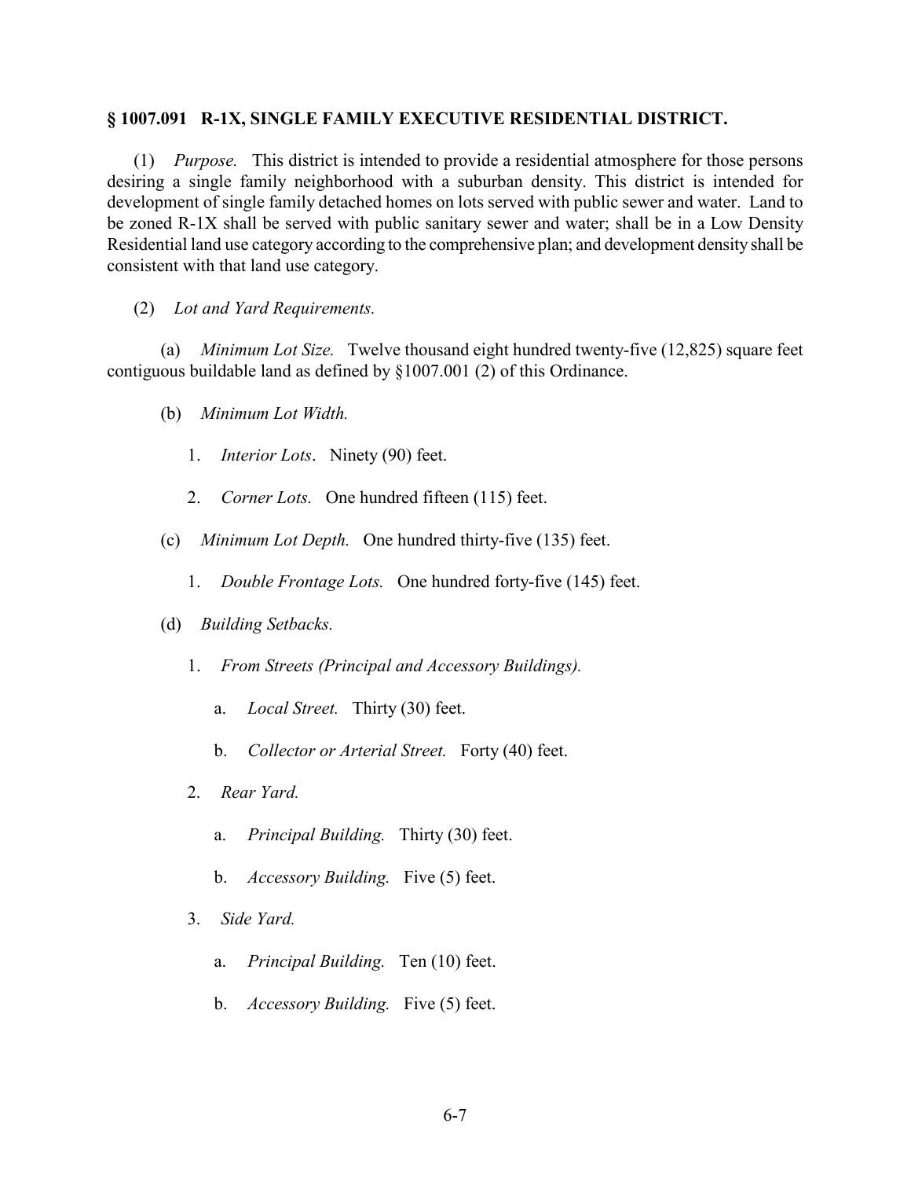## § 1007.091 R-1X, SINGLE FAMILY EXECUTIVE RESIDENTIAL DISTRICT.

(1) *Purpose.* This district is intended to provide a residential atmosphere for those persons desiring a single family neighborhood with a suburban density. This district is intended for development of single family detached homes on lots served with public sewer and water. Land to be zoned R-1X shall be served with public sanitary sewer and water; shall be in a Low Density Residential land use category according to the comprehensive plan; and development density shall be consistent with that land use category.

(2) *Lot and Yard Requirements.*

(a) *Minimum Lot Size.* Twelve thousand eight hundred twenty-five (12,825) square feet contiguous buildable land as defined by §1007.001 (2) of this Ordinance.

(b) *Minimum Lot Width.*

1. *Interior Lots*. Ninety (90) feet.

2. *Corner Lots.* One hundred fifteen (115) feet.

(c) *Minimum Lot Depth.* One hundred thirty-five (135) feet.

1. *Double Frontage Lots.* One hundred forty-five (145) feet.

(d) *Building Setbacks.*

1. *From Streets (Principal and Accessory Buildings).*

a. *Local Street.* Thirty (30) feet.

b. *Collector or Arterial Street.* Forty (40) feet.

2. *Rear Yard.*

a. *Principal Building.* Thirty (30) feet.

b. *Accessory Building.* Five (5) feet.

3. *Side Yard.*

a. *Principal Building.* Ten (10) feet.

b. *Accessory Building.* Five (5) feet.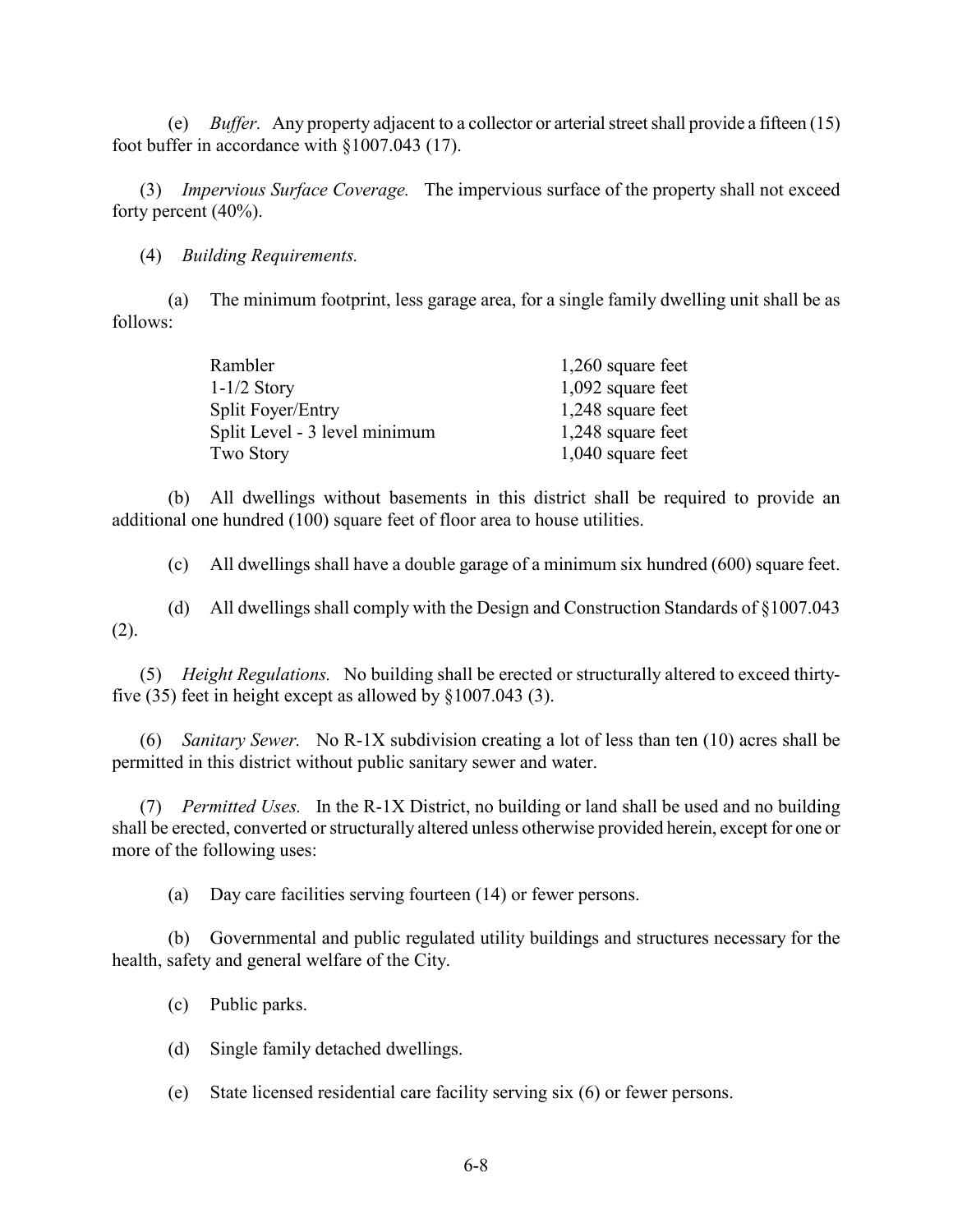(e) *Buffer.* Any property adjacent to a collector or arterial street shall provide a fifteen (15) foot buffer in accordance with §1007.043 (17).

(3) *Impervious Surface Coverage.* The impervious surface of the property shall not exceed forty percent (40%).

(4) *Building Requirements.*

(a) The minimum footprint, less garage area, for a single family dwelling unit shall be as follows:

| | |
|---|---|
| Rambler | 1,260 square feet |
| 1-1/2 Story | 1,092 square feet |
| Split Foyer/Entry | 1,248 square feet |
| Split Level - 3 level minimum | 1,248 square feet |
| Two Story | 1,040 square feet |

(b) All dwellings without basements in this district shall be required to provide an additional one hundred (100) square feet of floor area to house utilities.

(c) All dwellings shall have a double garage of a minimum six hundred (600) square feet.

(d) All dwellings shall comply with the Design and Construction Standards of §1007.043 (2).

(5) *Height Regulations.* No building shall be erected or structurally altered to exceed thirty-five (35) feet in height except as allowed by §1007.043 (3).

(6) *Sanitary Sewer.* No R-1X subdivision creating a lot of less than ten (10) acres shall be permitted in this district without public sanitary sewer and water.

(7) *Permitted Uses.* In the R-1X District, no building or land shall be used and no building shall be erected, converted or structurally altered unless otherwise provided herein, except for one or more of the following uses:

(a) Day care facilities serving fourteen (14) or fewer persons.

(b) Governmental and public regulated utility buildings and structures necessary for the health, safety and general welfare of the City.

(c) Public parks.

(d) Single family detached dwellings.

(e) State licensed residential care facility serving six (6) or fewer persons.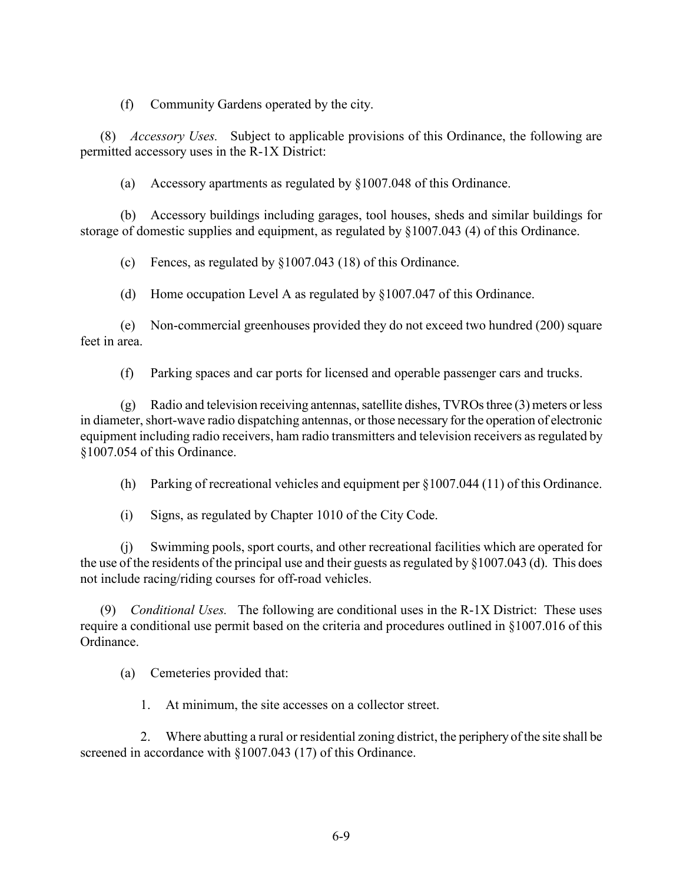(f) Community Gardens operated by the city.

(8) *Accessory Uses.* Subject to applicable provisions of this Ordinance, the following are permitted accessory uses in the R-1X District:

(a) Accessory apartments as regulated by §1007.048 of this Ordinance.

(b) Accessory buildings including garages, tool houses, sheds and similar buildings for storage of domestic supplies and equipment, as regulated by §1007.043 (4) of this Ordinance.

(c) Fences, as regulated by §1007.043 (18) of this Ordinance.

(d) Home occupation Level A as regulated by §1007.047 of this Ordinance.

(e) Non-commercial greenhouses provided they do not exceed two hundred (200) square feet in area.

(f) Parking spaces and car ports for licensed and operable passenger cars and trucks.

(g) Radio and television receiving antennas, satellite dishes, TVROs three (3) meters or less in diameter, short-wave radio dispatching antennas, or those necessary for the operation of electronic equipment including radio receivers, ham radio transmitters and television receivers as regulated by §1007.054 of this Ordinance.

(h) Parking of recreational vehicles and equipment per §1007.044 (11) of this Ordinance.

(i) Signs, as regulated by Chapter 1010 of the City Code.

(j) Swimming pools, sport courts, and other recreational facilities which are operated for the use of the residents of the principal use and their guests as regulated by §1007.043 (d). This does not include racing/riding courses for off-road vehicles.

(9) *Conditional Uses.* The following are conditional uses in the R-1X District: These uses require a conditional use permit based on the criteria and procedures outlined in §1007.016 of this Ordinance.

(a) Cemeteries provided that:

1. At minimum, the site accesses on a collector street.

2. Where abutting a rural or residential zoning district, the periphery of the site shall be screened in accordance with §1007.043 (17) of this Ordinance.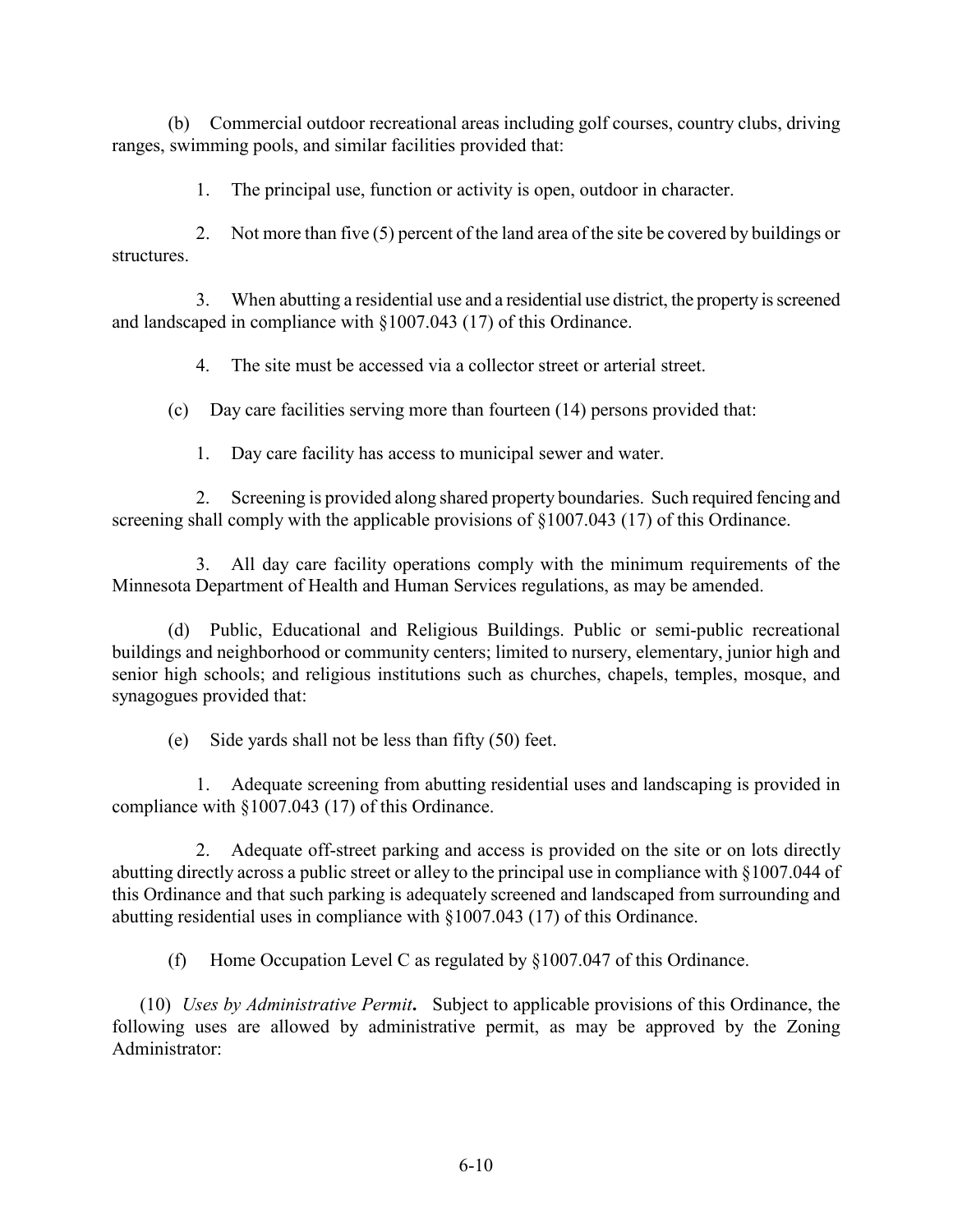(b) Commercial outdoor recreational areas including golf courses, country clubs, driving ranges, swimming pools, and similar facilities provided that:

1. The principal use, function or activity is open, outdoor in character.

2. Not more than five (5) percent of the land area of the site be covered by buildings or structures.

3. When abutting a residential use and a residential use district, the property is screened and landscaped in compliance with §1007.043 (17) of this Ordinance.

4. The site must be accessed via a collector street or arterial street.

(c) Day care facilities serving more than fourteen (14) persons provided that:

1. Day care facility has access to municipal sewer and water.

2. Screening is provided along shared property boundaries. Such required fencing and screening shall comply with the applicable provisions of §1007.043 (17) of this Ordinance.

3. All day care facility operations comply with the minimum requirements of the Minnesota Department of Health and Human Services regulations, as may be amended.

(d) Public, Educational and Religious Buildings. Public or semi-public recreational buildings and neighborhood or community centers; limited to nursery, elementary, junior high and senior high schools; and religious institutions such as churches, chapels, temples, mosque, and synagogues provided that:

(e) Side yards shall not be less than fifty (50) feet.

1. Adequate screening from abutting residential uses and landscaping is provided in compliance with §1007.043 (17) of this Ordinance.

2. Adequate off-street parking and access is provided on the site or on lots directly abutting directly across a public street or alley to the principal use in compliance with §1007.044 of this Ordinance and that such parking is adequately screened and landscaped from surrounding and abutting residential uses in compliance with §1007.043 (17) of this Ordinance.

(f) Home Occupation Level C as regulated by §1007.047 of this Ordinance.

(10) *Uses by Administrative Permit***.** Subject to applicable provisions of this Ordinance, the following uses are allowed by administrative permit, as may be approved by the Zoning Administrator: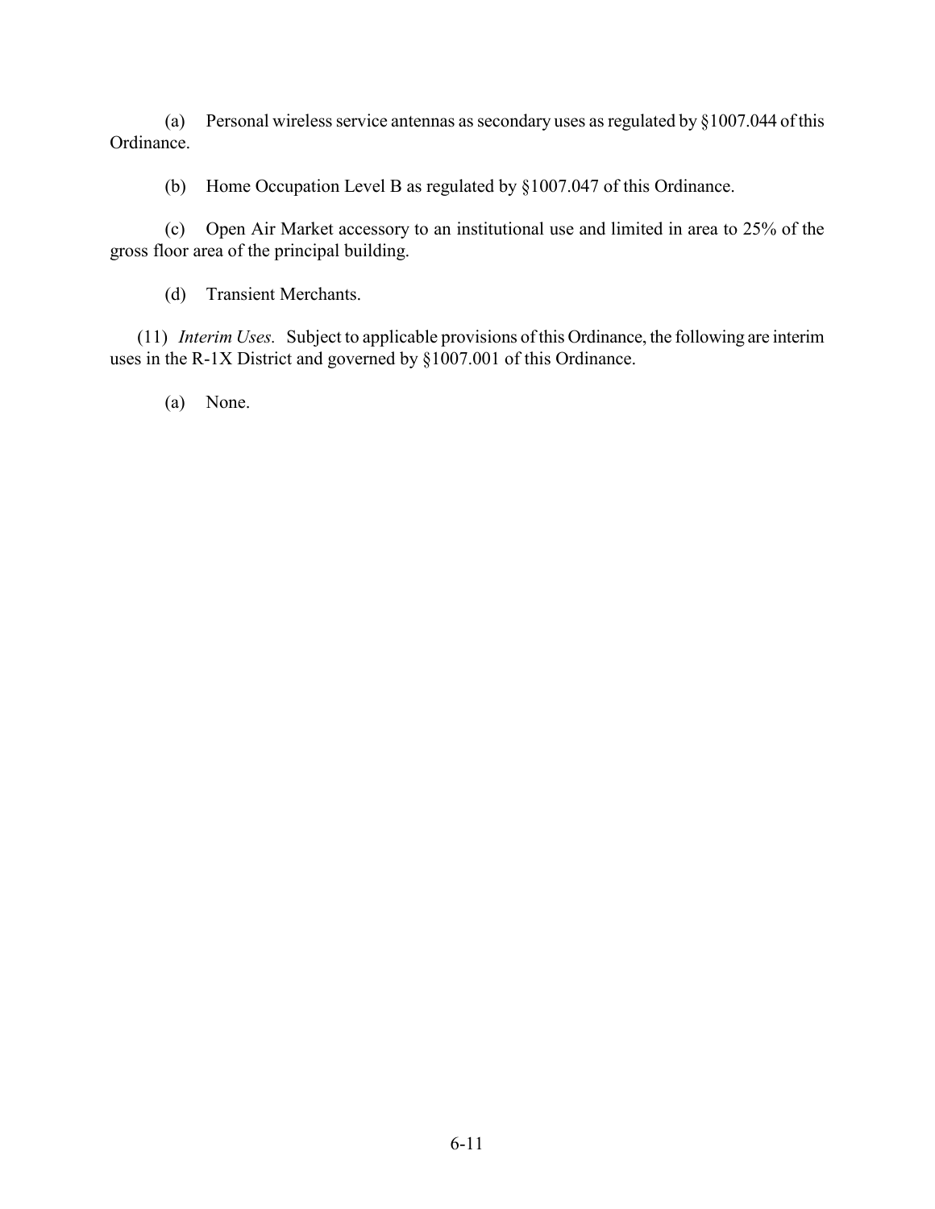(a) Personal wireless service antennas as secondary uses as regulated by §1007.044 of this Ordinance.

(b) Home Occupation Level B as regulated by §1007.047 of this Ordinance.

(c) Open Air Market accessory to an institutional use and limited in area to 25% of the gross floor area of the principal building.

(d) Transient Merchants.

(11) *Interim Uses.* Subject to applicable provisions of this Ordinance, the following are interim uses in the R-1X District and governed by §1007.001 of this Ordinance.

(a) None.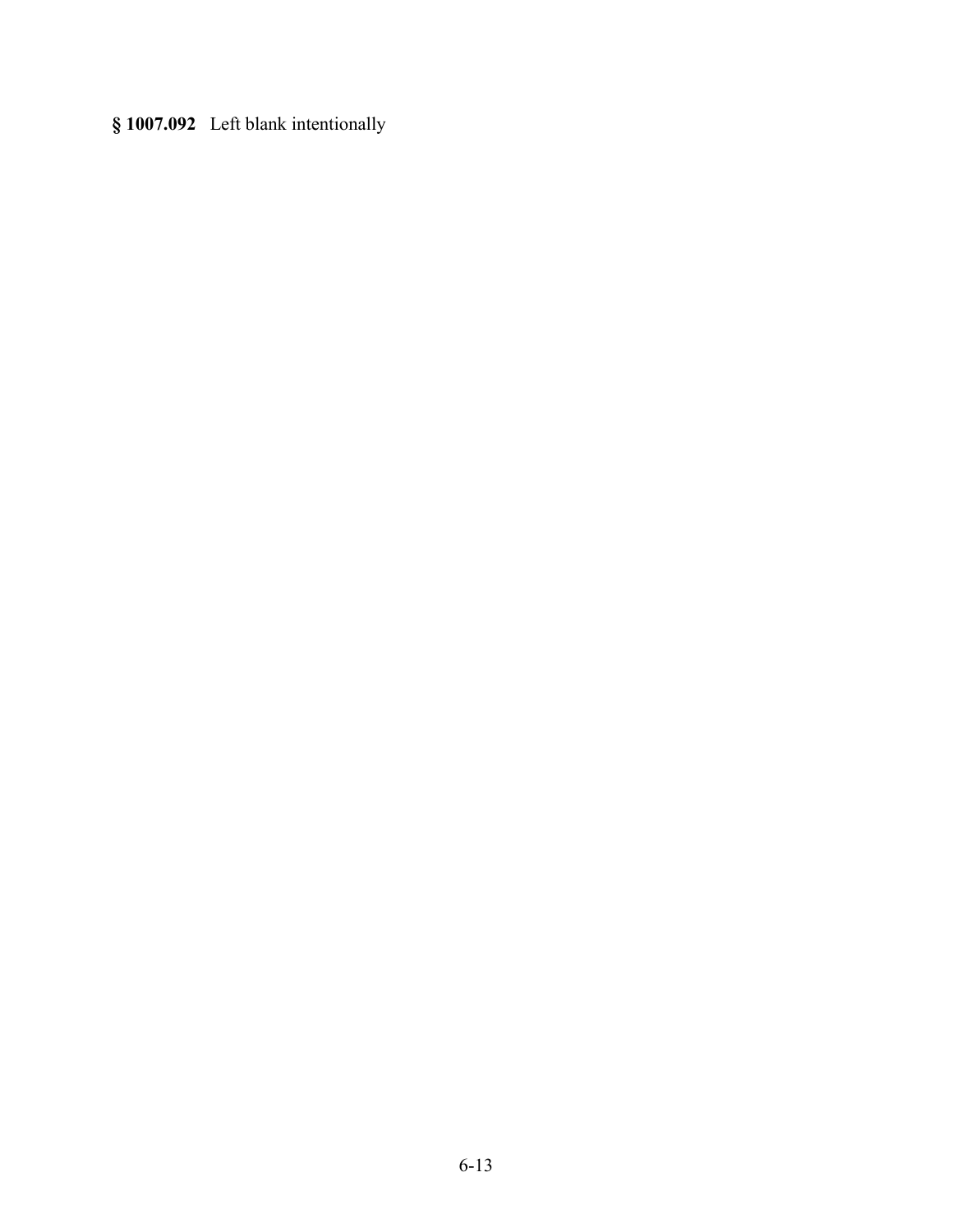**§ 1007.092** Left blank intentionally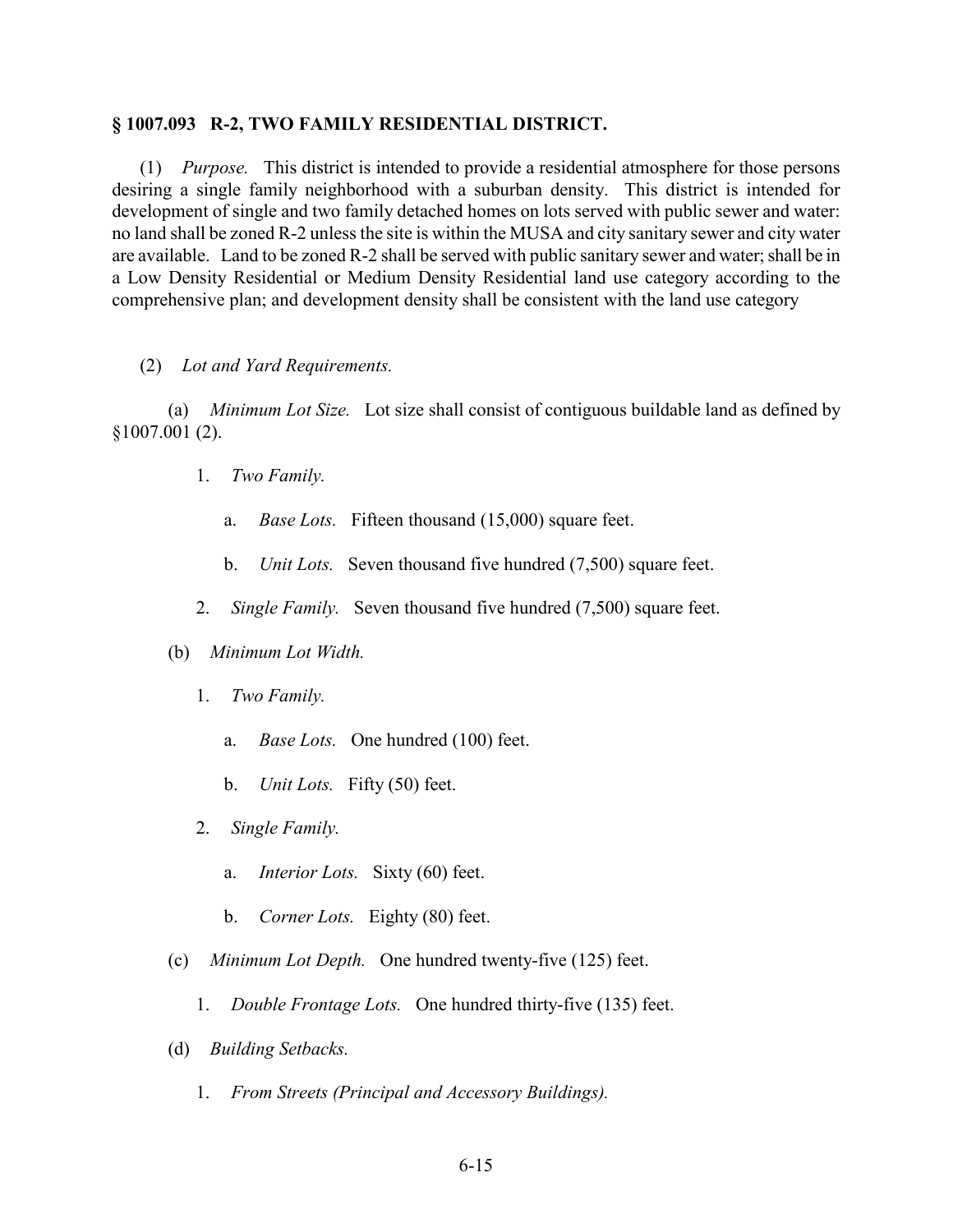## § 1007.093 R-2, TWO FAMILY RESIDENTIAL DISTRICT.

(1) *Purpose.* This district is intended to provide a residential atmosphere for those persons desiring a single family neighborhood with a suburban density. This district is intended for development of single and two family detached homes on lots served with public sewer and water: no land shall be zoned R-2 unless the site is within the MUSA and city sanitary sewer and city water are available. Land to be zoned R-2 shall be served with public sanitary sewer and water; shall be in a Low Density Residential or Medium Density Residential land use category according to the comprehensive plan; and development density shall be consistent with the land use category

(2) *Lot and Yard Requirements.*

(a) *Minimum Lot Size.* Lot size shall consist of contiguous buildable land as defined by §1007.001 (2).

1. *Two Family.*

   a. *Base Lots.* Fifteen thousand (15,000) square feet.

   b. *Unit Lots.* Seven thousand five hundred (7,500) square feet.

2. *Single Family.* Seven thousand five hundred (7,500) square feet.

(b) *Minimum Lot Width.*

1. *Two Family.*

   a. *Base Lots.* One hundred (100) feet.

   b. *Unit Lots.* Fifty (50) feet.

2. *Single Family.*

   a. *Interior Lots.* Sixty (60) feet.

   b. *Corner Lots.* Eighty (80) feet.

(c) *Minimum Lot Depth.* One hundred twenty-five (125) feet.

1. *Double Frontage Lots.* One hundred thirty-five (135) feet.

(d) *Building Setbacks.*

1. *From Streets (Principal and Accessory Buildings).*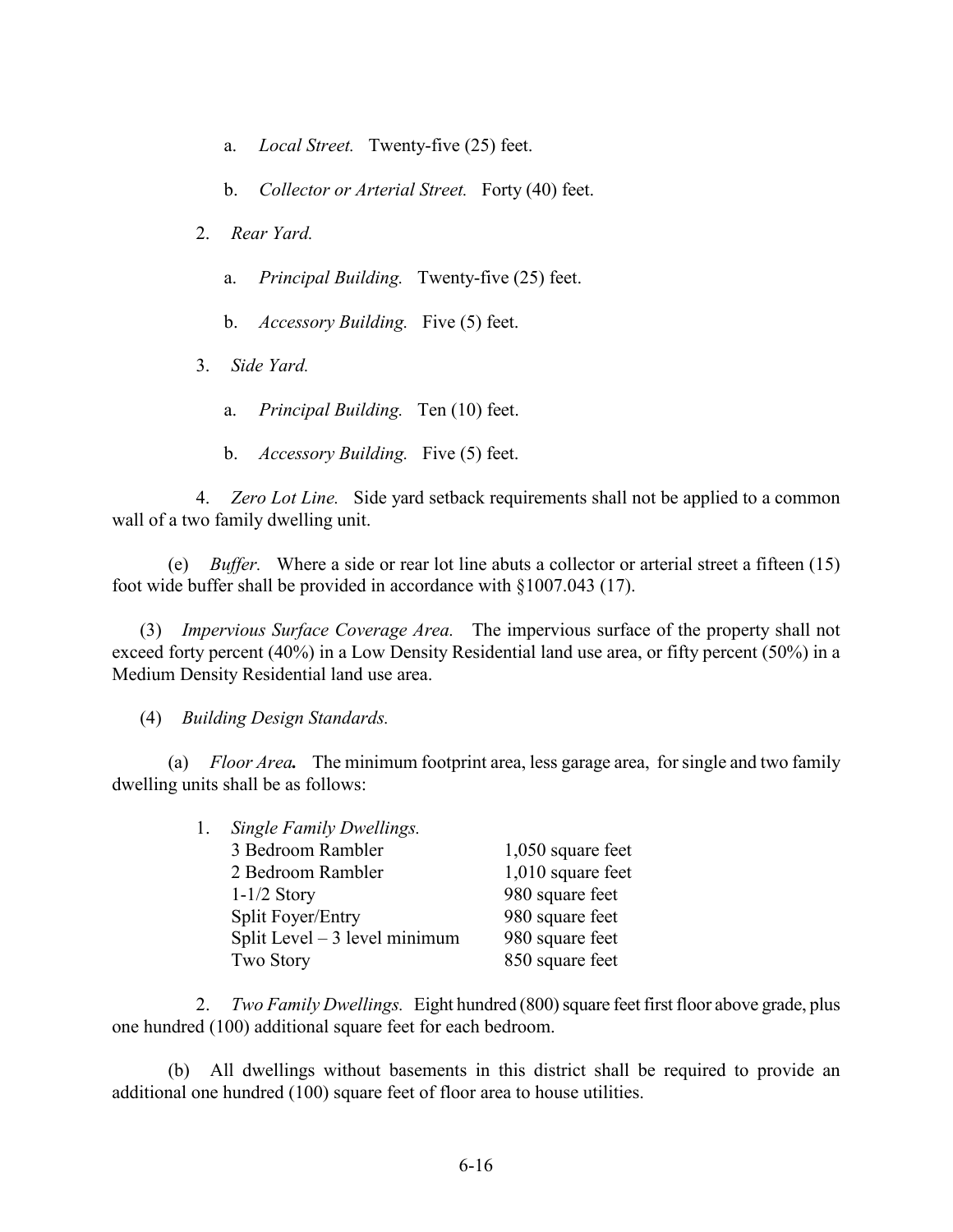a. *Local Street.* Twenty-five (25) feet.

b. *Collector or Arterial Street.* Forty (40) feet.

2. *Rear Yard.*

a. *Principal Building.* Twenty-five (25) feet.

b. *Accessory Building.* Five (5) feet.

3. *Side Yard.*

a. *Principal Building.* Ten (10) feet.

b. *Accessory Building.* Five (5) feet.

4. *Zero Lot Line.* Side yard setback requirements shall not be applied to a common wall of a two family dwelling unit.

(e) *Buffer.* Where a side or rear lot line abuts a collector or arterial street a fifteen (15) foot wide buffer shall be provided in accordance with §1007.043 (17).

(3) *Impervious Surface Coverage Area.* The impervious surface of the property shall not exceed forty percent (40%) in a Low Density Residential land use area, or fifty percent (50%) in a Medium Density Residential land use area.

(4) *Building Design Standards.*

(a) ***Floor Area.*** The minimum footprint area, less garage area, for single and two family dwelling units shall be as follows:

1. *Single Family Dwellings.*

| | |
|---|---|
| 3 Bedroom Rambler | 1,050 square feet |
| 2 Bedroom Rambler | 1,010 square feet |
| 1-1/2 Story | 980 square feet |
| Split Foyer/Entry | 980 square feet |
| Split Level – 3 level minimum | 980 square feet |
| Two Story | 850 square feet |

2. *Two Family Dwellings.* Eight hundred (800) square feet first floor above grade, plus one hundred (100) additional square feet for each bedroom.

(b) All dwellings without basements in this district shall be required to provide an additional one hundred (100) square feet of floor area to house utilities.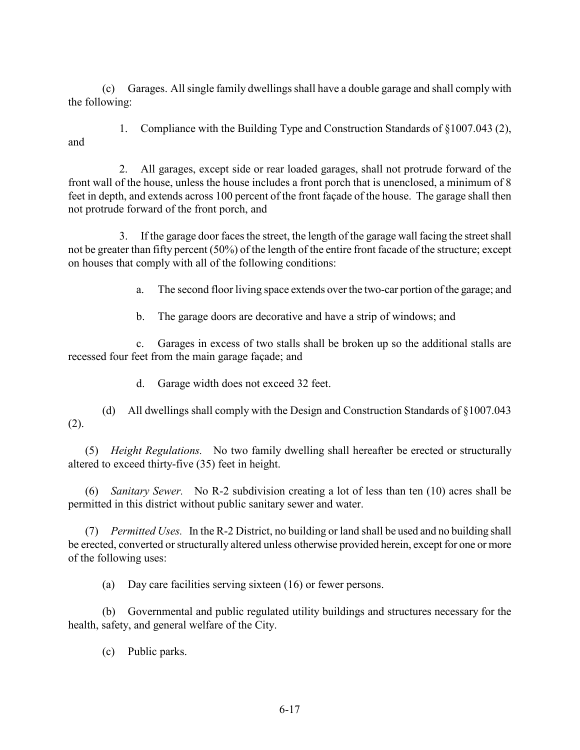(c) Garages. All single family dwellings shall have a double garage and shall comply with the following:

1. Compliance with the Building Type and Construction Standards of §1007.043 (2), and

2. All garages, except side or rear loaded garages, shall not protrude forward of the front wall of the house, unless the house includes a front porch that is unenclosed, a minimum of 8 feet in depth, and extends across 100 percent of the front façade of the house. The garage shall then not protrude forward of the front porch, and

3. If the garage door faces the street, the length of the garage wall facing the street shall not be greater than fifty percent (50%) of the length of the entire front facade of the structure; except on houses that comply with all of the following conditions:

a. The second floor living space extends over the two-car portion of the garage; and

b. The garage doors are decorative and have a strip of windows; and

c. Garages in excess of two stalls shall be broken up so the additional stalls are recessed four feet from the main garage façade; and

d. Garage width does not exceed 32 feet.

(d) All dwellings shall comply with the Design and Construction Standards of §1007.043 (2).

(5) *Height Regulations.* No two family dwelling shall hereafter be erected or structurally altered to exceed thirty-five (35) feet in height.

(6) *Sanitary Sewer.* No R-2 subdivision creating a lot of less than ten (10) acres shall be permitted in this district without public sanitary sewer and water.

(7) *Permitted Uses.* In the R-2 District, no building or land shall be used and no building shall be erected, converted or structurally altered unless otherwise provided herein, except for one or more of the following uses:

(a) Day care facilities serving sixteen (16) or fewer persons.

(b) Governmental and public regulated utility buildings and structures necessary for the health, safety, and general welfare of the City.

(c) Public parks.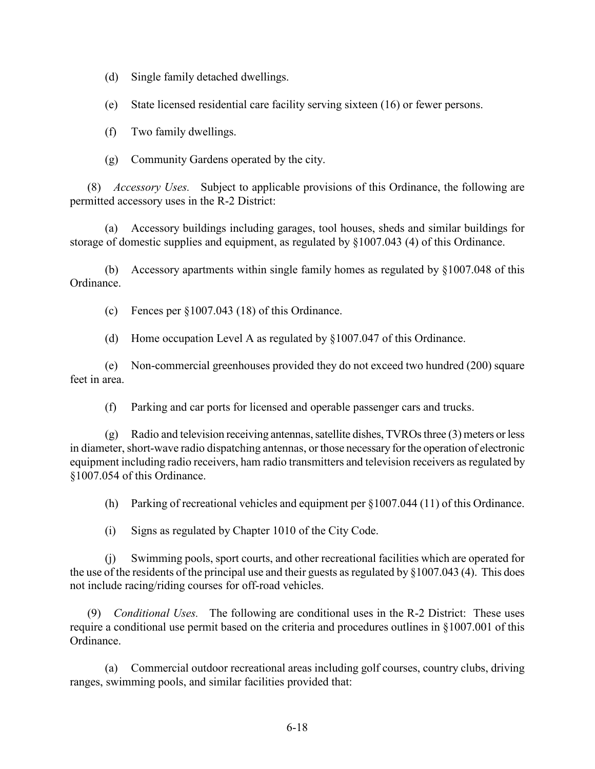(d) Single family detached dwellings.

(e) State licensed residential care facility serving sixteen (16) or fewer persons.

(f) Two family dwellings.

(g) Community Gardens operated by the city.

(8) *Accessory Uses.* Subject to applicable provisions of this Ordinance, the following are permitted accessory uses in the R-2 District:

(a) Accessory buildings including garages, tool houses, sheds and similar buildings for storage of domestic supplies and equipment, as regulated by §1007.043 (4) of this Ordinance.

(b) Accessory apartments within single family homes as regulated by §1007.048 of this Ordinance.

(c) Fences per §1007.043 (18) of this Ordinance.

(d) Home occupation Level A as regulated by §1007.047 of this Ordinance.

(e) Non-commercial greenhouses provided they do not exceed two hundred (200) square feet in area.

(f) Parking and car ports for licensed and operable passenger cars and trucks.

(g) Radio and television receiving antennas, satellite dishes, TVROs three (3) meters or less in diameter, short-wave radio dispatching antennas, or those necessary for the operation of electronic equipment including radio receivers, ham radio transmitters and television receivers as regulated by §1007.054 of this Ordinance.

(h) Parking of recreational vehicles and equipment per §1007.044 (11) of this Ordinance.

(i) Signs as regulated by Chapter 1010 of the City Code.

(j) Swimming pools, sport courts, and other recreational facilities which are operated for the use of the residents of the principal use and their guests as regulated by §1007.043 (4). This does not include racing/riding courses for off-road vehicles.

(9) *Conditional Uses.* The following are conditional uses in the R-2 District: These uses require a conditional use permit based on the criteria and procedures outlines in §1007.001 of this Ordinance.

(a) Commercial outdoor recreational areas including golf courses, country clubs, driving ranges, swimming pools, and similar facilities provided that: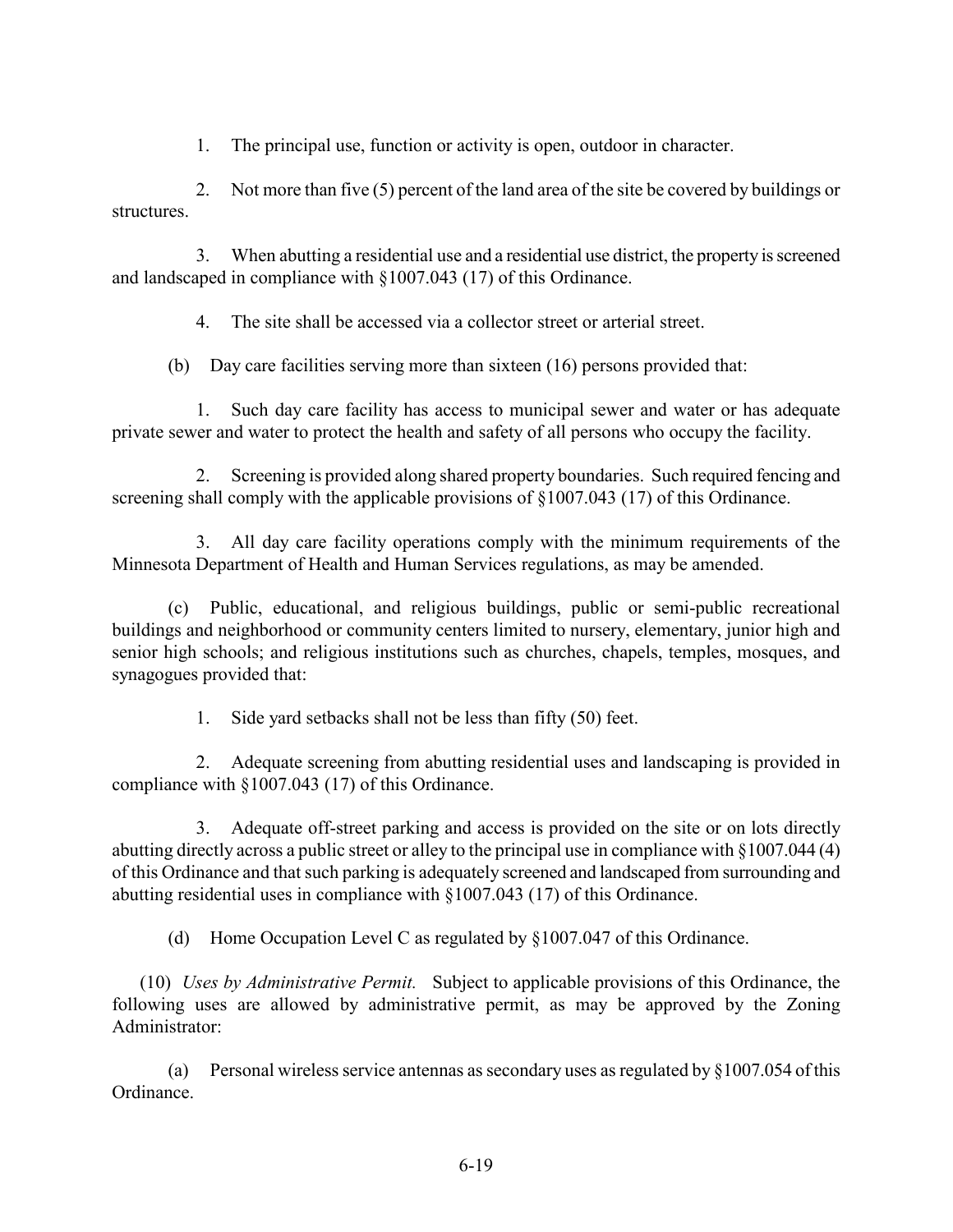1. The principal use, function or activity is open, outdoor in character.

2. Not more than five (5) percent of the land area of the site be covered by buildings or structures.

3. When abutting a residential use and a residential use district, the property is screened and landscaped in compliance with §1007.043 (17) of this Ordinance.

4. The site shall be accessed via a collector street or arterial street.

(b) Day care facilities serving more than sixteen (16) persons provided that:

1. Such day care facility has access to municipal sewer and water or has adequate private sewer and water to protect the health and safety of all persons who occupy the facility.

2. Screening is provided along shared property boundaries. Such required fencing and screening shall comply with the applicable provisions of §1007.043 (17) of this Ordinance.

3. All day care facility operations comply with the minimum requirements of the Minnesota Department of Health and Human Services regulations, as may be amended.

(c) Public, educational, and religious buildings, public or semi-public recreational buildings and neighborhood or community centers limited to nursery, elementary, junior high and senior high schools; and religious institutions such as churches, chapels, temples, mosques, and synagogues provided that:

1. Side yard setbacks shall not be less than fifty (50) feet.

2. Adequate screening from abutting residential uses and landscaping is provided in compliance with §1007.043 (17) of this Ordinance.

3. Adequate off-street parking and access is provided on the site or on lots directly abutting directly across a public street or alley to the principal use in compliance with §1007.044 (4) of this Ordinance and that such parking is adequately screened and landscaped from surrounding and abutting residential uses in compliance with §1007.043 (17) of this Ordinance.

(d) Home Occupation Level C as regulated by §1007.047 of this Ordinance.

(10) *Uses by Administrative Permit.* Subject to applicable provisions of this Ordinance, the following uses are allowed by administrative permit, as may be approved by the Zoning Administrator:

(a) Personal wireless service antennas as secondary uses as regulated by §1007.054 of this Ordinance.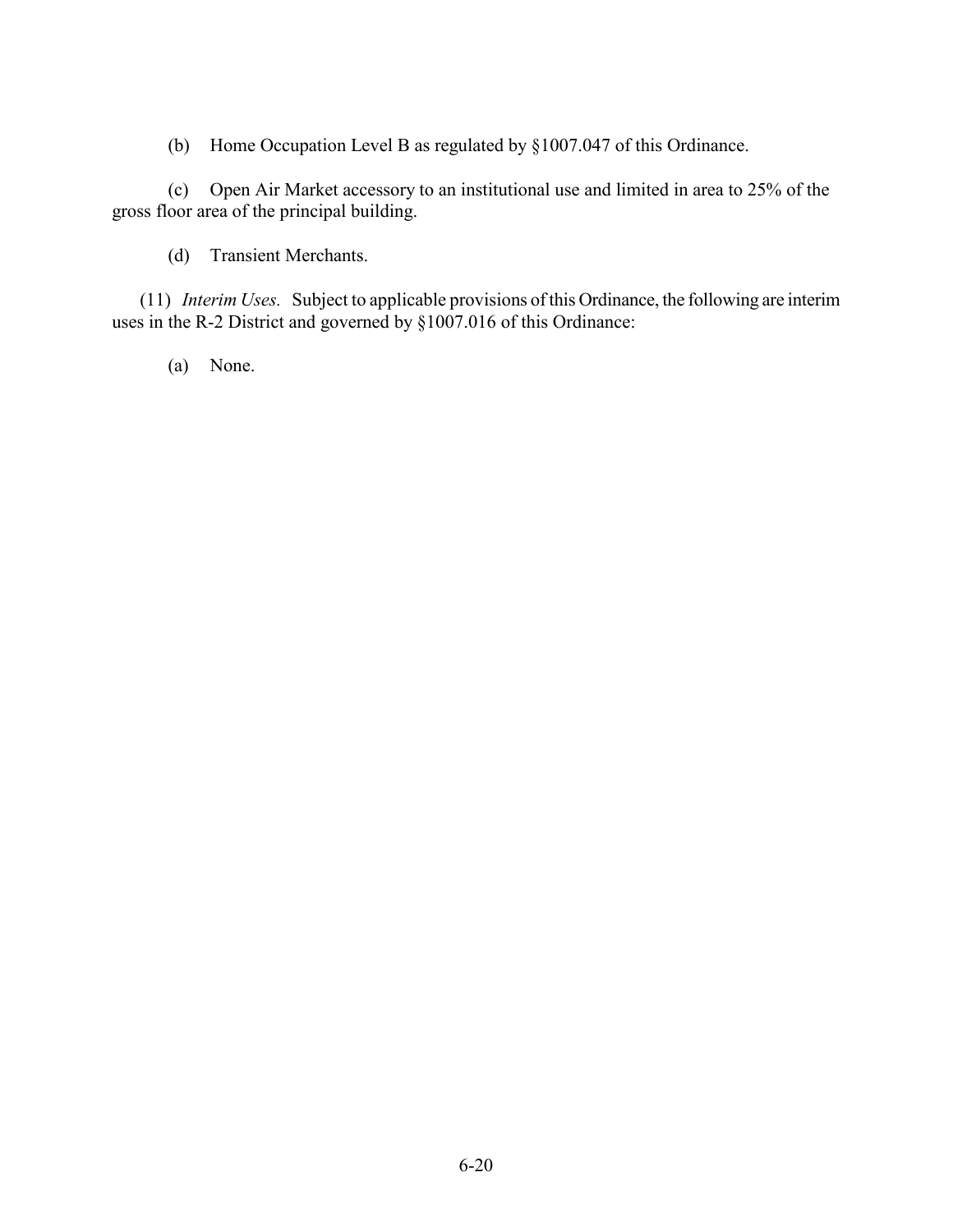(b) Home Occupation Level B as regulated by §1007.047 of this Ordinance.

(c) Open Air Market accessory to an institutional use and limited in area to 25% of the gross floor area of the principal building.

(d) Transient Merchants.

(11) *Interim Uses*. Subject to applicable provisions of this Ordinance, the following are interim uses in the R-2 District and governed by §1007.016 of this Ordinance:

(a) None.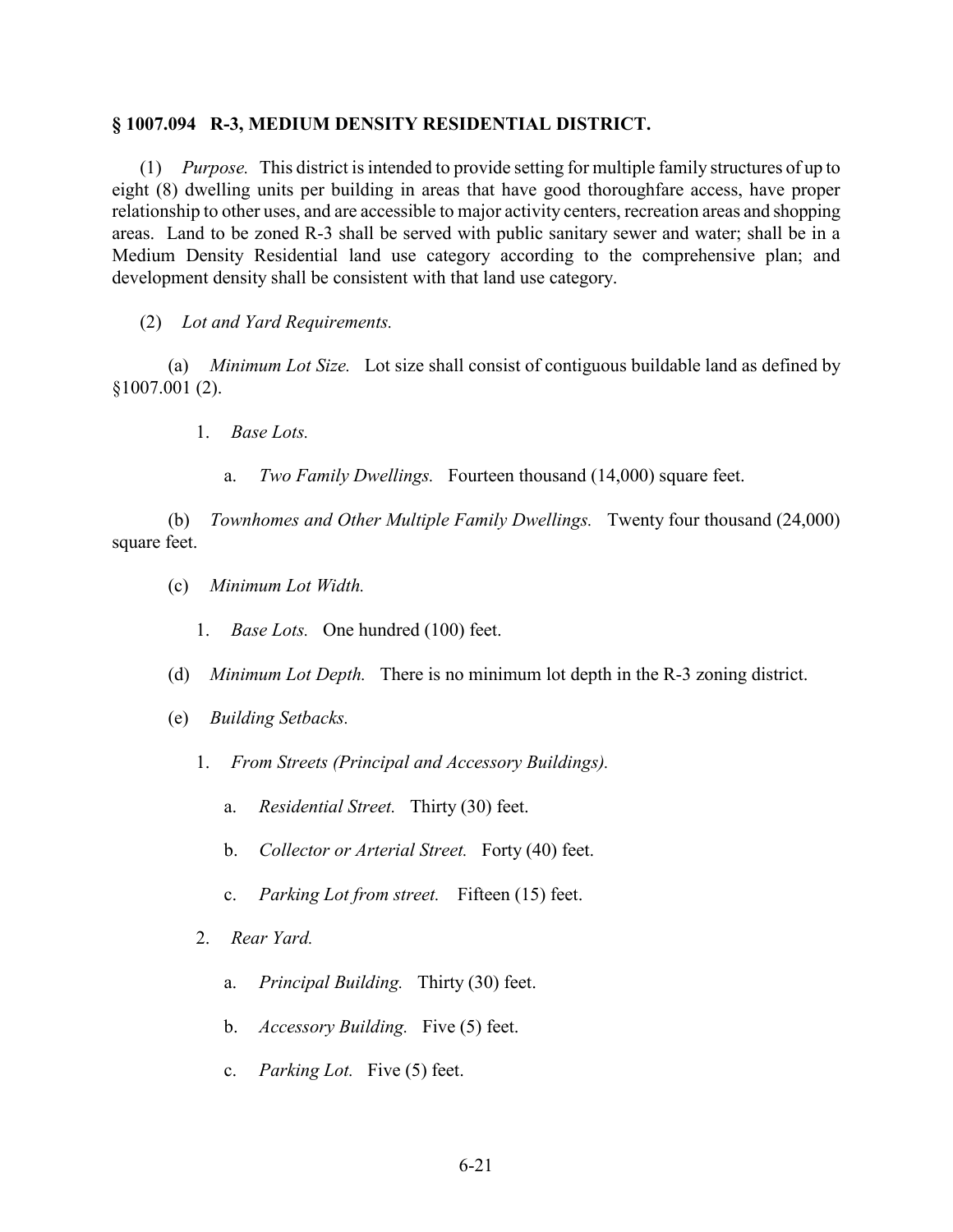## § 1007.094 R-3, MEDIUM DENSITY RESIDENTIAL DISTRICT.

(1) *Purpose.* This district is intended to provide setting for multiple family structures of up to eight (8) dwelling units per building in areas that have good thoroughfare access, have proper relationship to other uses, and are accessible to major activity centers, recreation areas and shopping areas. Land to be zoned R-3 shall be served with public sanitary sewer and water; shall be in a Medium Density Residential land use category according to the comprehensive plan; and development density shall be consistent with that land use category.

(2) *Lot and Yard Requirements.*

(a) *Minimum Lot Size.* Lot size shall consist of contiguous buildable land as defined by §1007.001 (2).

1. *Base Lots.*

a. *Two Family Dwellings.* Fourteen thousand (14,000) square feet.

(b) *Townhomes and Other Multiple Family Dwellings.* Twenty four thousand (24,000) square feet.

(c) *Minimum Lot Width.*

1. *Base Lots.* One hundred (100) feet.

(d) *Minimum Lot Depth.* There is no minimum lot depth in the R-3 zoning district.

(e) *Building Setbacks.*

1. *From Streets (Principal and Accessory Buildings).*

a. *Residential Street.* Thirty (30) feet.

b. *Collector or Arterial Street.* Forty (40) feet.

c. *Parking Lot from street.* Fifteen (15) feet.

2. *Rear Yard.*

a. *Principal Building.* Thirty (30) feet.

b. *Accessory Building.* Five (5) feet.

c. *Parking Lot.* Five (5) feet.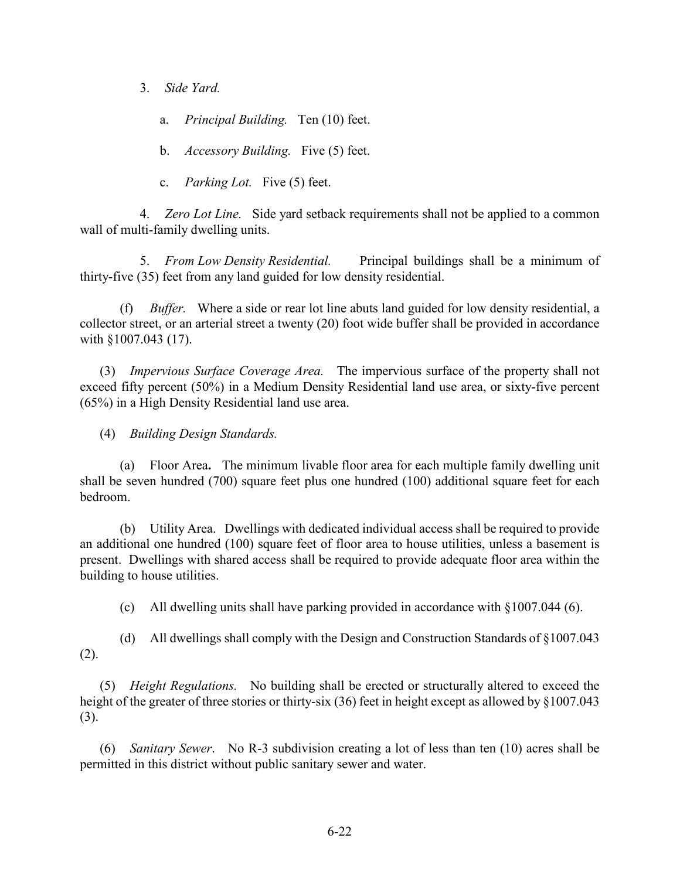3. *Side Yard.*

a. *Principal Building.* Ten (10) feet.

b. *Accessory Building.* Five (5) feet.

c. *Parking Lot.* Five (5) feet.

4. *Zero Lot Line.* Side yard setback requirements shall not be applied to a common wall of multi-family dwelling units.

5. *From Low Density Residential.* Principal buildings shall be a minimum of thirty-five (35) feet from any land guided for low density residential.

(f) *Buffer.* Where a side or rear lot line abuts land guided for low density residential, a collector street, or an arterial street a twenty (20) foot wide buffer shall be provided in accordance with §1007.043 (17).

(3) *Impervious Surface Coverage Area.* The impervious surface of the property shall not exceed fifty percent (50%) in a Medium Density Residential land use area, or sixty-five percent (65%) in a High Density Residential land use area.

(4) *Building Design Standards.*

(a) Floor Area**.** The minimum livable floor area for each multiple family dwelling unit shall be seven hundred (700) square feet plus one hundred (100) additional square feet for each bedroom.

(b) Utility Area. Dwellings with dedicated individual access shall be required to provide an additional one hundred (100) square feet of floor area to house utilities, unless a basement is present. Dwellings with shared access shall be required to provide adequate floor area within the building to house utilities.

(c) All dwelling units shall have parking provided in accordance with §1007.044 (6).

(d) All dwellings shall comply with the Design and Construction Standards of §1007.043 (2).

(5) *Height Regulations.* No building shall be erected or structurally altered to exceed the height of the greater of three stories or thirty-six (36) feet in height except as allowed by §1007.043 (3).

(6) *Sanitary Sewer*. No R-3 subdivision creating a lot of less than ten (10) acres shall be permitted in this district without public sanitary sewer and water.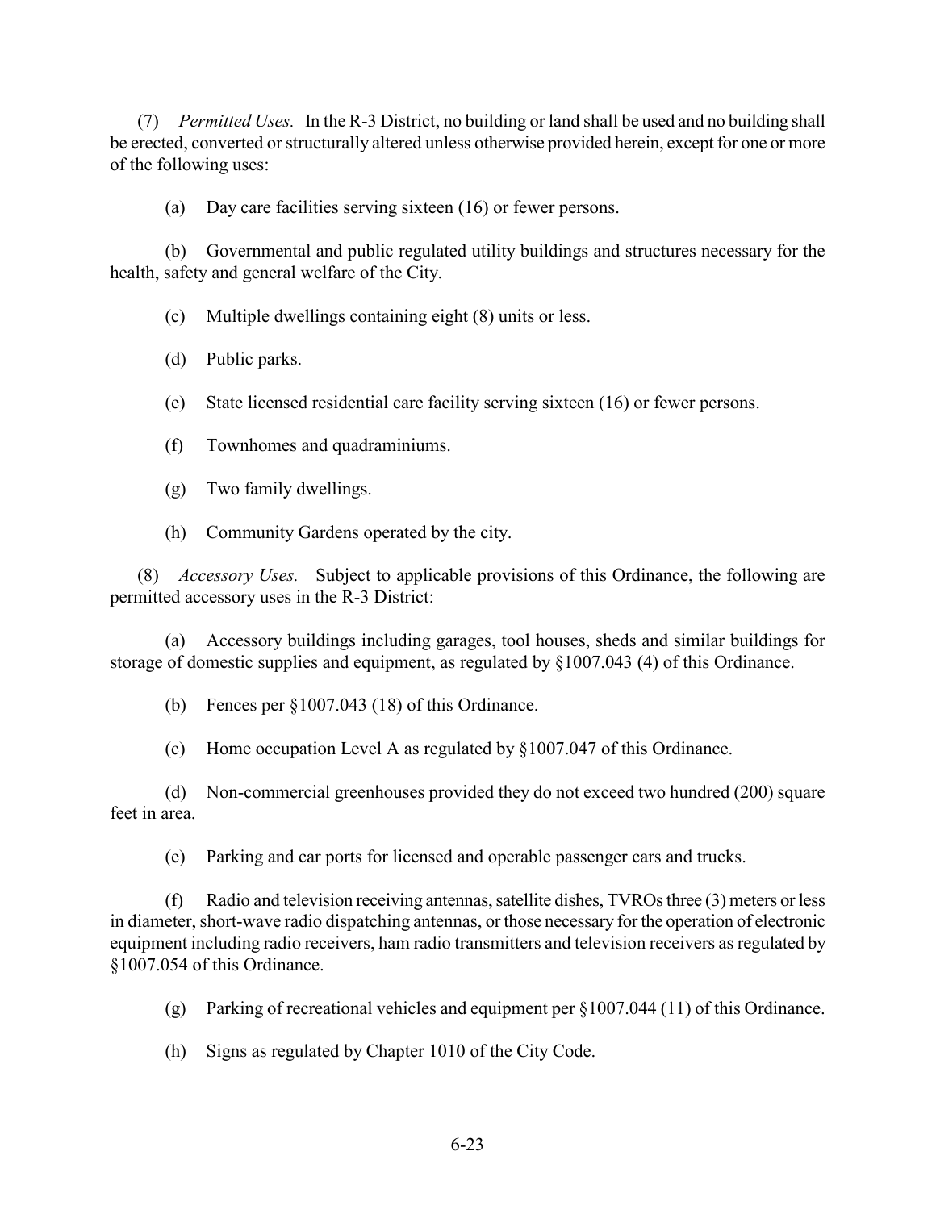(7) *Permitted Uses.* In the R-3 District, no building or land shall be used and no building shall be erected, converted or structurally altered unless otherwise provided herein, except for one or more of the following uses:

(a) Day care facilities serving sixteen (16) or fewer persons.

(b) Governmental and public regulated utility buildings and structures necessary for the health, safety and general welfare of the City.

(c) Multiple dwellings containing eight (8) units or less.

(d) Public parks.

(e) State licensed residential care facility serving sixteen (16) or fewer persons.

(f) Townhomes and quadraminiums.

(g) Two family dwellings.

(h) Community Gardens operated by the city.

(8) *Accessory Uses.* Subject to applicable provisions of this Ordinance, the following are permitted accessory uses in the R-3 District:

(a) Accessory buildings including garages, tool houses, sheds and similar buildings for storage of domestic supplies and equipment, as regulated by §1007.043 (4) of this Ordinance.

(b) Fences per §1007.043 (18) of this Ordinance.

(c) Home occupation Level A as regulated by §1007.047 of this Ordinance.

(d) Non-commercial greenhouses provided they do not exceed two hundred (200) square feet in area.

(e) Parking and car ports for licensed and operable passenger cars and trucks.

(f) Radio and television receiving antennas, satellite dishes, TVROs three (3) meters or less in diameter, short-wave radio dispatching antennas, or those necessary for the operation of electronic equipment including radio receivers, ham radio transmitters and television receivers as regulated by §1007.054 of this Ordinance.

(g) Parking of recreational vehicles and equipment per §1007.044 (11) of this Ordinance.

(h) Signs as regulated by Chapter 1010 of the City Code.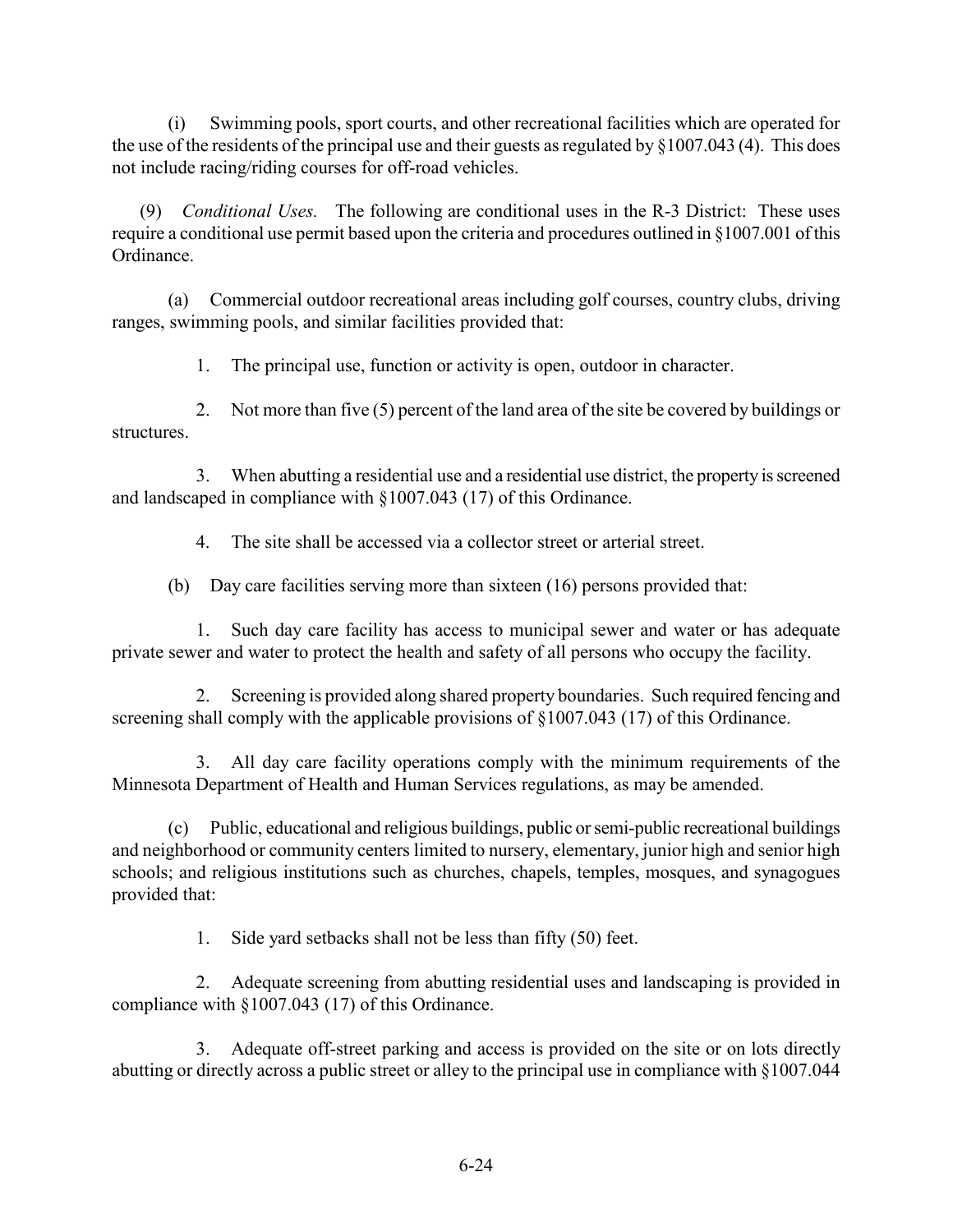(i) Swimming pools, sport courts, and other recreational facilities which are operated for the use of the residents of the principal use and their guests as regulated by §1007.043 (4). This does not include racing/riding courses for off-road vehicles.

(9) *Conditional Uses.* The following are conditional uses in the R-3 District: These uses require a conditional use permit based upon the criteria and procedures outlined in §1007.001 of this Ordinance.

(a) Commercial outdoor recreational areas including golf courses, country clubs, driving ranges, swimming pools, and similar facilities provided that:

1. The principal use, function or activity is open, outdoor in character.

2. Not more than five (5) percent of the land area of the site be covered by buildings or structures.

3. When abutting a residential use and a residential use district, the property is screened and landscaped in compliance with §1007.043 (17) of this Ordinance.

4. The site shall be accessed via a collector street or arterial street.

(b) Day care facilities serving more than sixteen (16) persons provided that:

1. Such day care facility has access to municipal sewer and water or has adequate private sewer and water to protect the health and safety of all persons who occupy the facility.

2. Screening is provided along shared property boundaries. Such required fencing and screening shall comply with the applicable provisions of §1007.043 (17) of this Ordinance.

3. All day care facility operations comply with the minimum requirements of the Minnesota Department of Health and Human Services regulations, as may be amended.

(c) Public, educational and religious buildings, public or semi-public recreational buildings and neighborhood or community centers limited to nursery, elementary, junior high and senior high schools; and religious institutions such as churches, chapels, temples, mosques, and synagogues provided that:

1. Side yard setbacks shall not be less than fifty (50) feet.

2. Adequate screening from abutting residential uses and landscaping is provided in compliance with §1007.043 (17) of this Ordinance.

3. Adequate off-street parking and access is provided on the site or on lots directly abutting or directly across a public street or alley to the principal use in compliance with §1007.044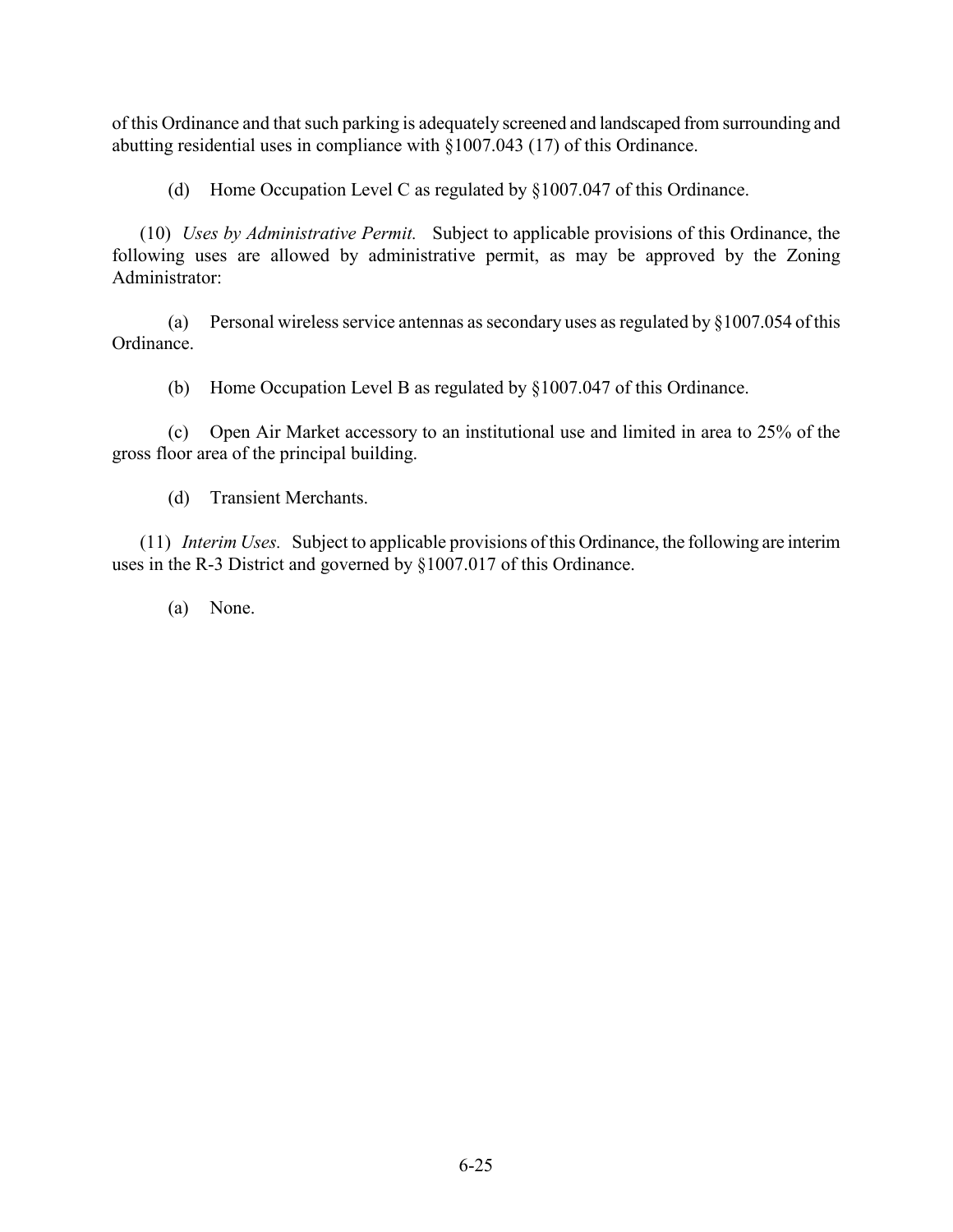of this Ordinance and that such parking is adequately screened and landscaped from surrounding and abutting residential uses in compliance with §1007.043 (17) of this Ordinance.

(d) Home Occupation Level C as regulated by §1007.047 of this Ordinance.

(10) *Uses by Administrative Permit.* Subject to applicable provisions of this Ordinance, the following uses are allowed by administrative permit, as may be approved by the Zoning Administrator:

(a) Personal wireless service antennas as secondary uses as regulated by §1007.054 of this Ordinance.

(b) Home Occupation Level B as regulated by §1007.047 of this Ordinance.

(c) Open Air Market accessory to an institutional use and limited in area to 25% of the gross floor area of the principal building.

(d) Transient Merchants.

(11) *Interim Uses.* Subject to applicable provisions of this Ordinance, the following are interim uses in the R-3 District and governed by §1007.017 of this Ordinance.

(a) None.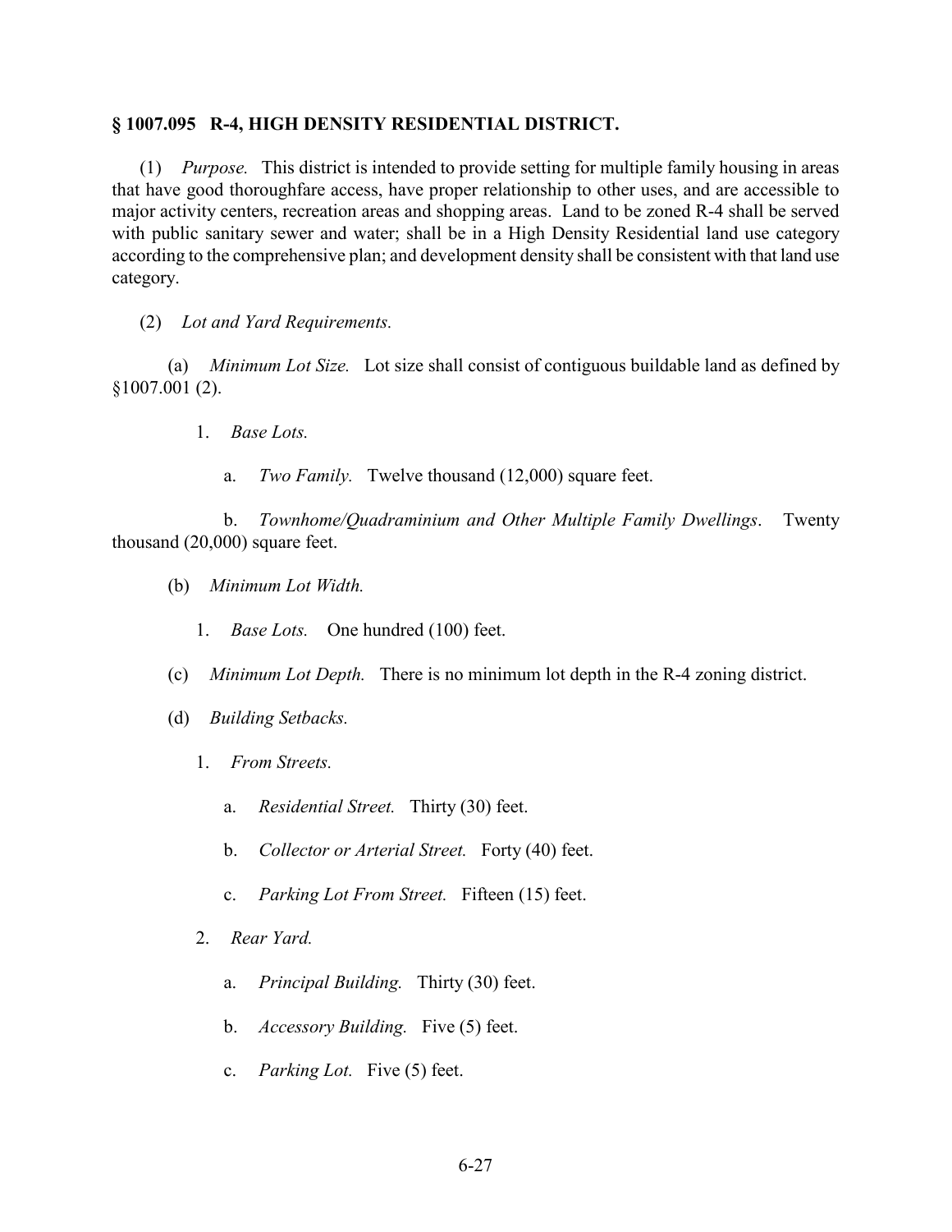## § 1007.095 R-4, HIGH DENSITY RESIDENTIAL DISTRICT.

(1) *Purpose.* This district is intended to provide setting for multiple family housing in areas that have good thoroughfare access, have proper relationship to other uses, and are accessible to major activity centers, recreation areas and shopping areas. Land to be zoned R-4 shall be served with public sanitary sewer and water; shall be in a High Density Residential land use category according to the comprehensive plan; and development density shall be consistent with that land use category.

(2) *Lot and Yard Requirements.*

(a) *Minimum Lot Size.* Lot size shall consist of contiguous buildable land as defined by §1007.001 (2).

1. *Base Lots.*

a. *Two Family.* Twelve thousand (12,000) square feet.

b. *Townhome/Quadraminium and Other Multiple Family Dwellings*. Twenty thousand (20,000) square feet.

(b) *Minimum Lot Width.*

1. *Base Lots.* One hundred (100) feet.

(c) *Minimum Lot Depth.* There is no minimum lot depth in the R-4 zoning district.

(d) *Building Setbacks.*

1. *From Streets.*

a. *Residential Street.* Thirty (30) feet.

b. *Collector or Arterial Street.* Forty (40) feet.

c. *Parking Lot From Street.* Fifteen (15) feet.

2. *Rear Yard.*

a. *Principal Building.* Thirty (30) feet.

b. *Accessory Building.* Five (5) feet.

c. *Parking Lot.* Five (5) feet.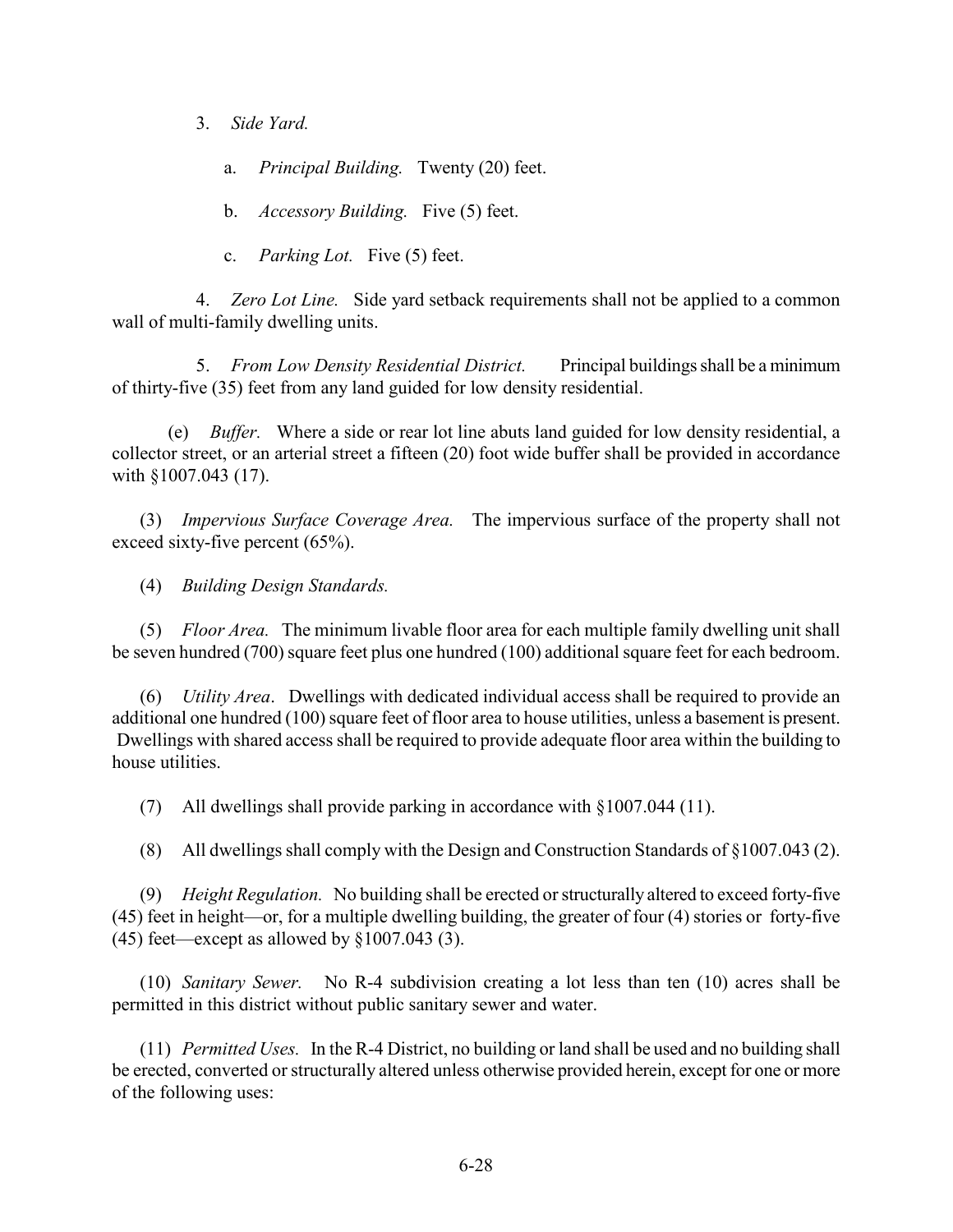3. *Side Yard.*

a. *Principal Building.* Twenty (20) feet.

b. *Accessory Building.* Five (5) feet.

c. *Parking Lot.* Five (5) feet.

4. *Zero Lot Line.* Side yard setback requirements shall not be applied to a common wall of multi-family dwelling units.

5. *From Low Density Residential District.* Principal buildings shall be a minimum of thirty-five (35) feet from any land guided for low density residential.

(e) *Buffer.* Where a side or rear lot line abuts land guided for low density residential, a collector street, or an arterial street a fifteen (20) foot wide buffer shall be provided in accordance with §1007.043 (17).

(3) *Impervious Surface Coverage Area.* The impervious surface of the property shall not exceed sixty-five percent (65%).

(4) *Building Design Standards.*

(5) *Floor Area.* The minimum livable floor area for each multiple family dwelling unit shall be seven hundred (700) square feet plus one hundred (100) additional square feet for each bedroom.

(6) *Utility Area*. Dwellings with dedicated individual access shall be required to provide an additional one hundred (100) square feet of floor area to house utilities, unless a basement is present. Dwellings with shared access shall be required to provide adequate floor area within the building to house utilities.

(7) All dwellings shall provide parking in accordance with §1007.044 (11).

(8) All dwellings shall comply with the Design and Construction Standards of §1007.043 (2).

(9) *Height Regulation.* No building shall be erected or structurally altered to exceed forty-five (45) feet in height—or, for a multiple dwelling building, the greater of four (4) stories or forty-five (45) feet—except as allowed by §1007.043 (3).

(10) *Sanitary Sewer.* No R-4 subdivision creating a lot less than ten (10) acres shall be permitted in this district without public sanitary sewer and water.

(11) *Permitted Uses.* In the R-4 District, no building or land shall be used and no building shall be erected, converted or structurally altered unless otherwise provided herein, except for one or more of the following uses: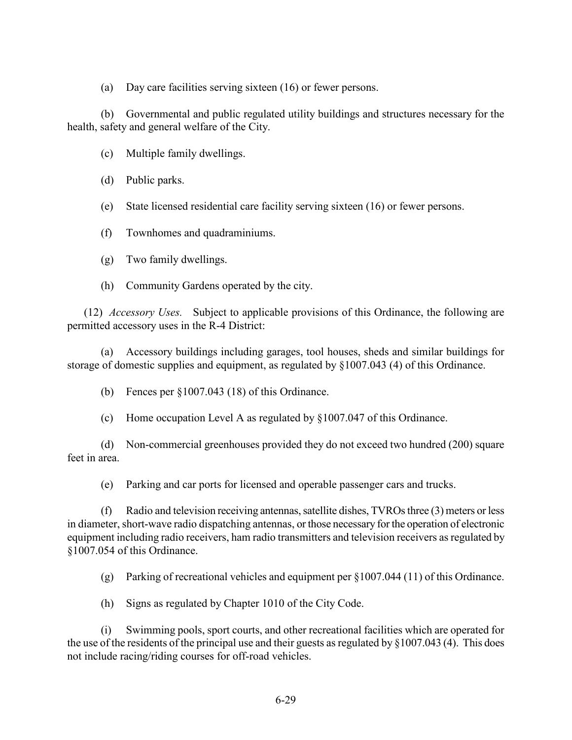(a) Day care facilities serving sixteen (16) or fewer persons.

(b) Governmental and public regulated utility buildings and structures necessary for the health, safety and general welfare of the City.

(c) Multiple family dwellings.

(d) Public parks.

(e) State licensed residential care facility serving sixteen (16) or fewer persons.

(f) Townhomes and quadraminiums.

(g) Two family dwellings.

(h) Community Gardens operated by the city.

(12) *Accessory Uses.* Subject to applicable provisions of this Ordinance, the following are permitted accessory uses in the R-4 District:

(a) Accessory buildings including garages, tool houses, sheds and similar buildings for storage of domestic supplies and equipment, as regulated by §1007.043 (4) of this Ordinance.

(b) Fences per §1007.043 (18) of this Ordinance.

(c) Home occupation Level A as regulated by §1007.047 of this Ordinance.

(d) Non-commercial greenhouses provided they do not exceed two hundred (200) square feet in area.

(e) Parking and car ports for licensed and operable passenger cars and trucks.

(f) Radio and television receiving antennas, satellite dishes, TVROs three (3) meters or less in diameter, short-wave radio dispatching antennas, or those necessary for the operation of electronic equipment including radio receivers, ham radio transmitters and television receivers as regulated by §1007.054 of this Ordinance.

(g) Parking of recreational vehicles and equipment per §1007.044 (11) of this Ordinance.

(h) Signs as regulated by Chapter 1010 of the City Code.

(i) Swimming pools, sport courts, and other recreational facilities which are operated for the use of the residents of the principal use and their guests as regulated by §1007.043 (4). This does not include racing/riding courses for off-road vehicles.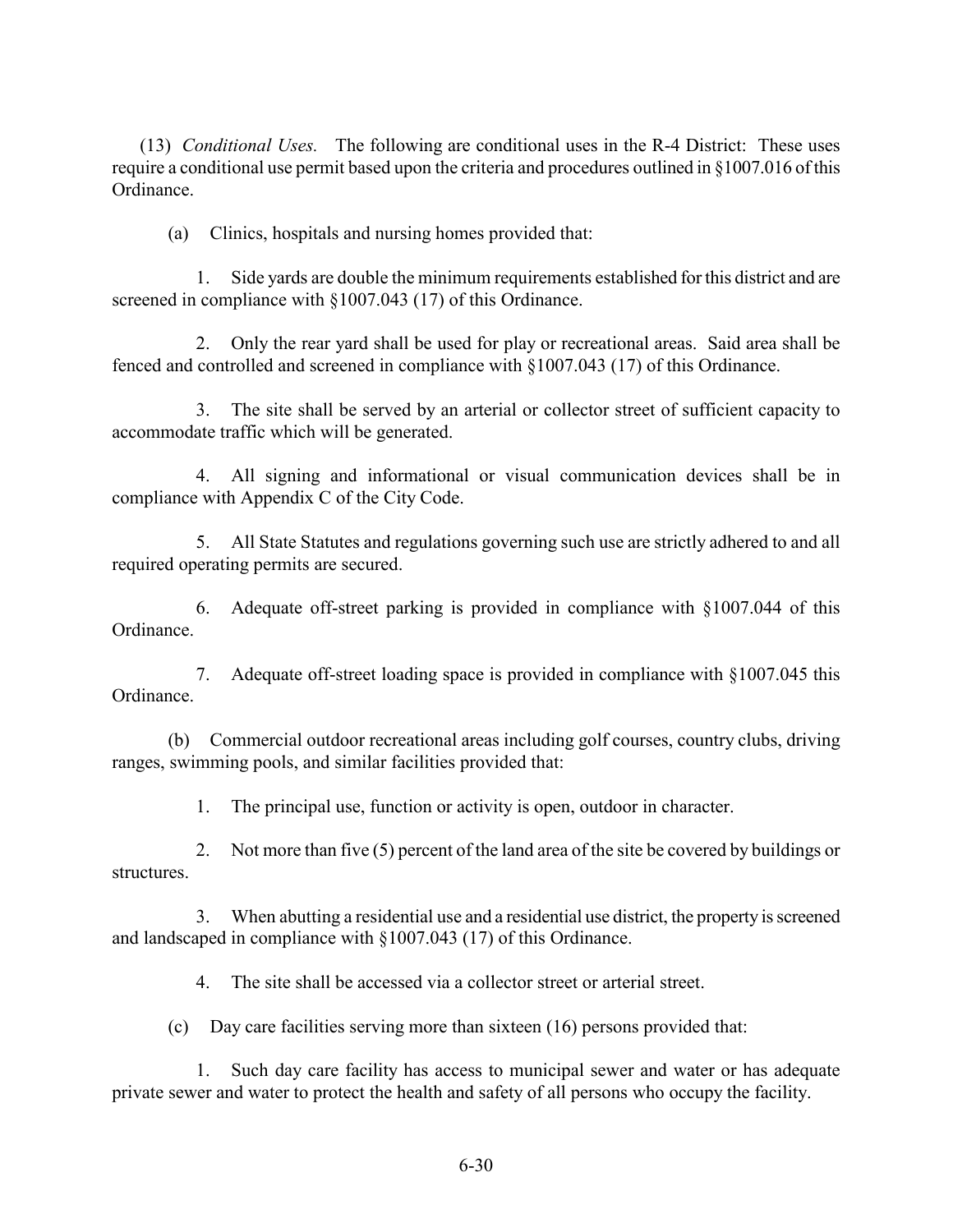(13) *Conditional Uses.* The following are conditional uses in the R-4 District: These uses require a conditional use permit based upon the criteria and procedures outlined in §1007.016 of this Ordinance.

(a) Clinics, hospitals and nursing homes provided that:

1. Side yards are double the minimum requirements established for this district and are screened in compliance with §1007.043 (17) of this Ordinance.

2. Only the rear yard shall be used for play or recreational areas. Said area shall be fenced and controlled and screened in compliance with §1007.043 (17) of this Ordinance.

3. The site shall be served by an arterial or collector street of sufficient capacity to accommodate traffic which will be generated.

4. All signing and informational or visual communication devices shall be in compliance with Appendix C of the City Code.

5. All State Statutes and regulations governing such use are strictly adhered to and all required operating permits are secured.

6. Adequate off-street parking is provided in compliance with §1007.044 of this Ordinance.

7. Adequate off-street loading space is provided in compliance with §1007.045 this Ordinance.

(b) Commercial outdoor recreational areas including golf courses, country clubs, driving ranges, swimming pools, and similar facilities provided that:

1. The principal use, function or activity is open, outdoor in character.

2. Not more than five (5) percent of the land area of the site be covered by buildings or structures.

3. When abutting a residential use and a residential use district, the property is screened and landscaped in compliance with §1007.043 (17) of this Ordinance.

4. The site shall be accessed via a collector street or arterial street.

(c) Day care facilities serving more than sixteen (16) persons provided that:

1. Such day care facility has access to municipal sewer and water or has adequate private sewer and water to protect the health and safety of all persons who occupy the facility.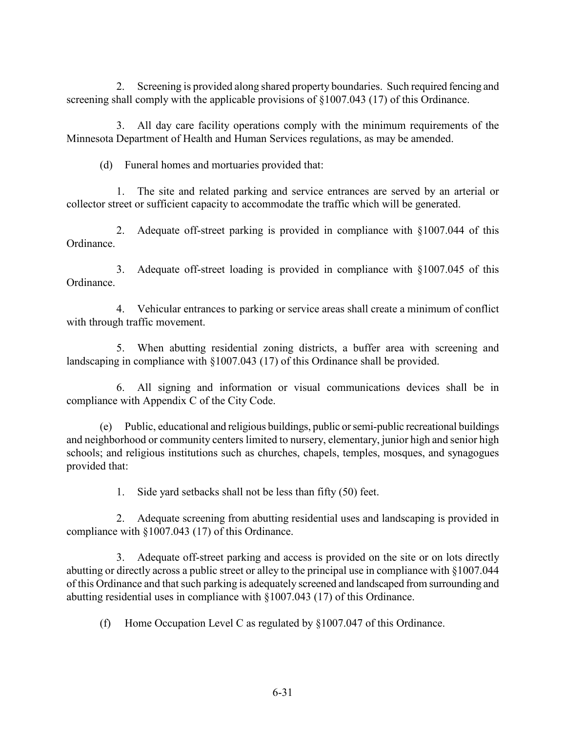2. Screening is provided along shared property boundaries. Such required fencing and screening shall comply with the applicable provisions of §1007.043 (17) of this Ordinance.

3. All day care facility operations comply with the minimum requirements of the Minnesota Department of Health and Human Services regulations, as may be amended.

(d) Funeral homes and mortuaries provided that:

1. The site and related parking and service entrances are served by an arterial or collector street or sufficient capacity to accommodate the traffic which will be generated.

2. Adequate off-street parking is provided in compliance with §1007.044 of this Ordinance.

3. Adequate off-street loading is provided in compliance with §1007.045 of this Ordinance.

4. Vehicular entrances to parking or service areas shall create a minimum of conflict with through traffic movement.

5. When abutting residential zoning districts, a buffer area with screening and landscaping in compliance with §1007.043 (17) of this Ordinance shall be provided.

6. All signing and information or visual communications devices shall be in compliance with Appendix C of the City Code.

(e) Public, educational and religious buildings, public or semi-public recreational buildings and neighborhood or community centers limited to nursery, elementary, junior high and senior high schools; and religious institutions such as churches, chapels, temples, mosques, and synagogues provided that:

1. Side yard setbacks shall not be less than fifty (50) feet.

2. Adequate screening from abutting residential uses and landscaping is provided in compliance with §1007.043 (17) of this Ordinance.

3. Adequate off-street parking and access is provided on the site or on lots directly abutting or directly across a public street or alley to the principal use in compliance with §1007.044 of this Ordinance and that such parking is adequately screened and landscaped from surrounding and abutting residential uses in compliance with §1007.043 (17) of this Ordinance.

(f) Home Occupation Level C as regulated by §1007.047 of this Ordinance.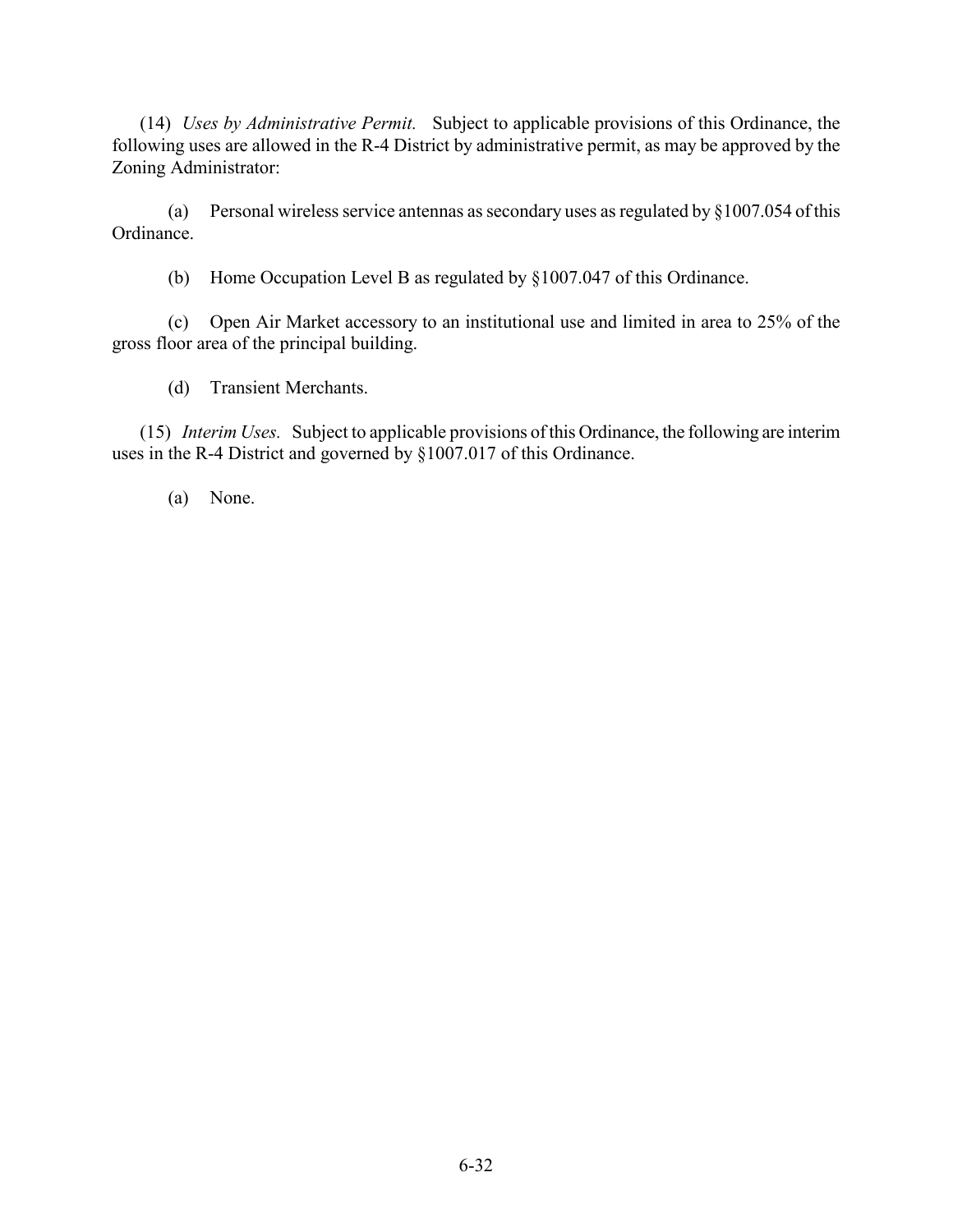(14) *Uses by Administrative Permit.* Subject to applicable provisions of this Ordinance, the following uses are allowed in the R-4 District by administrative permit, as may be approved by the Zoning Administrator:

(a) Personal wireless service antennas as secondary uses as regulated by §1007.054 of this Ordinance.

(b) Home Occupation Level B as regulated by §1007.047 of this Ordinance.

(c) Open Air Market accessory to an institutional use and limited in area to 25% of the gross floor area of the principal building.

(d) Transient Merchants.

(15) *Interim Uses.* Subject to applicable provisions of this Ordinance, the following are interim uses in the R-4 District and governed by §1007.017 of this Ordinance.

(a) None.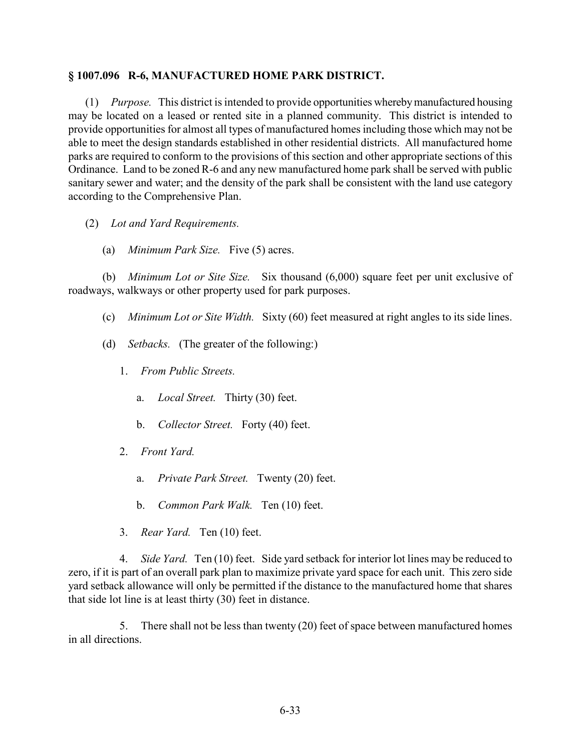## § 1007.096 R-6, MANUFACTURED HOME PARK DISTRICT.

(1) *Purpose.* This district is intended to provide opportunities whereby manufactured housing may be located on a leased or rented site in a planned community. This district is intended to provide opportunities for almost all types of manufactured homes including those which may not be able to meet the design standards established in other residential districts. All manufactured home parks are required to conform to the provisions of this section and other appropriate sections of this Ordinance. Land to be zoned R-6 and any new manufactured home park shall be served with public sanitary sewer and water; and the density of the park shall be consistent with the land use category according to the Comprehensive Plan.

(2) *Lot and Yard Requirements.*

(a) *Minimum Park Size.* Five (5) acres.

(b) *Minimum Lot or Site Size.* Six thousand (6,000) square feet per unit exclusive of roadways, walkways or other property used for park purposes.

(c) *Minimum Lot or Site Width.* Sixty (60) feet measured at right angles to its side lines.

(d) *Setbacks.* (The greater of the following:)

1. *From Public Streets.*

a. *Local Street.* Thirty (30) feet.

b. *Collector Street.* Forty (40) feet.

2. *Front Yard.*

a. *Private Park Street.* Twenty (20) feet.

b. *Common Park Walk.* Ten (10) feet.

3. *Rear Yard.* Ten (10) feet.

4. *Side Yard.* Ten (10) feet. Side yard setback for interior lot lines may be reduced to zero, if it is part of an overall park plan to maximize private yard space for each unit. This zero side yard setback allowance will only be permitted if the distance to the manufactured home that shares that side lot line is at least thirty (30) feet in distance.

5. There shall not be less than twenty (20) feet of space between manufactured homes in all directions.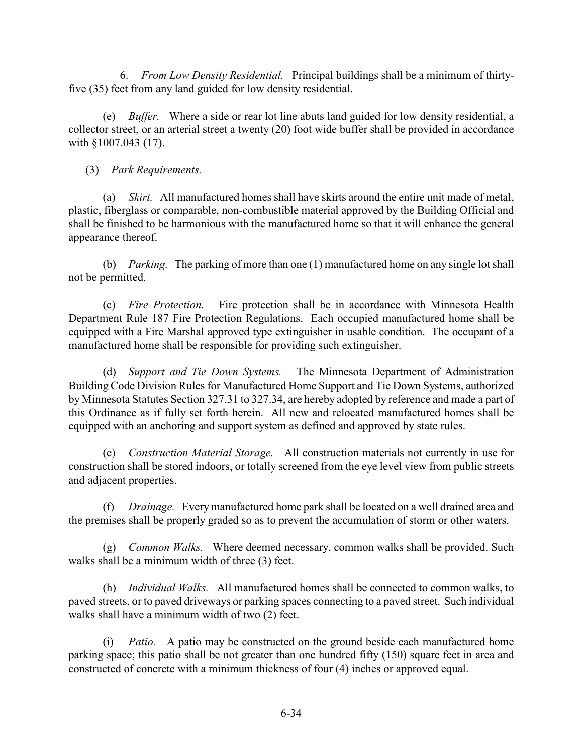6. *From Low Density Residential.* Principal buildings shall be a minimum of thirty-five (35) feet from any land guided for low density residential.

(e) *Buffer.* Where a side or rear lot line abuts land guided for low density residential, a collector street, or an arterial street a twenty (20) foot wide buffer shall be provided in accordance with §1007.043 (17).

(3) *Park Requirements.*

(a) *Skirt.* All manufactured homes shall have skirts around the entire unit made of metal, plastic, fiberglass or comparable, non-combustible material approved by the Building Official and shall be finished to be harmonious with the manufactured home so that it will enhance the general appearance thereof.

(b) *Parking.* The parking of more than one (1) manufactured home on any single lot shall not be permitted.

(c) *Fire Protection.* Fire protection shall be in accordance with Minnesota Health Department Rule 187 Fire Protection Regulations. Each occupied manufactured home shall be equipped with a Fire Marshal approved type extinguisher in usable condition. The occupant of a manufactured home shall be responsible for providing such extinguisher.

(d) *Support and Tie Down Systems.* The Minnesota Department of Administration Building Code Division Rules for Manufactured Home Support and Tie Down Systems, authorized by Minnesota Statutes Section 327.31 to 327.34, are hereby adopted by reference and made a part of this Ordinance as if fully set forth herein. All new and relocated manufactured homes shall be equipped with an anchoring and support system as defined and approved by state rules.

(e) *Construction Material Storage.* All construction materials not currently in use for construction shall be stored indoors, or totally screened from the eye level view from public streets and adjacent properties.

(f) *Drainage.* Every manufactured home park shall be located on a well drained area and the premises shall be properly graded so as to prevent the accumulation of storm or other waters.

(g) *Common Walks.* Where deemed necessary, common walks shall be provided. Such walks shall be a minimum width of three (3) feet.

(h) *Individual Walks.* All manufactured homes shall be connected to common walks, to paved streets, or to paved driveways or parking spaces connecting to a paved street. Such individual walks shall have a minimum width of two (2) feet.

(i) *Patio.* A patio may be constructed on the ground beside each manufactured home parking space; this patio shall be not greater than one hundred fifty (150) square feet in area and constructed of concrete with a minimum thickness of four (4) inches or approved equal.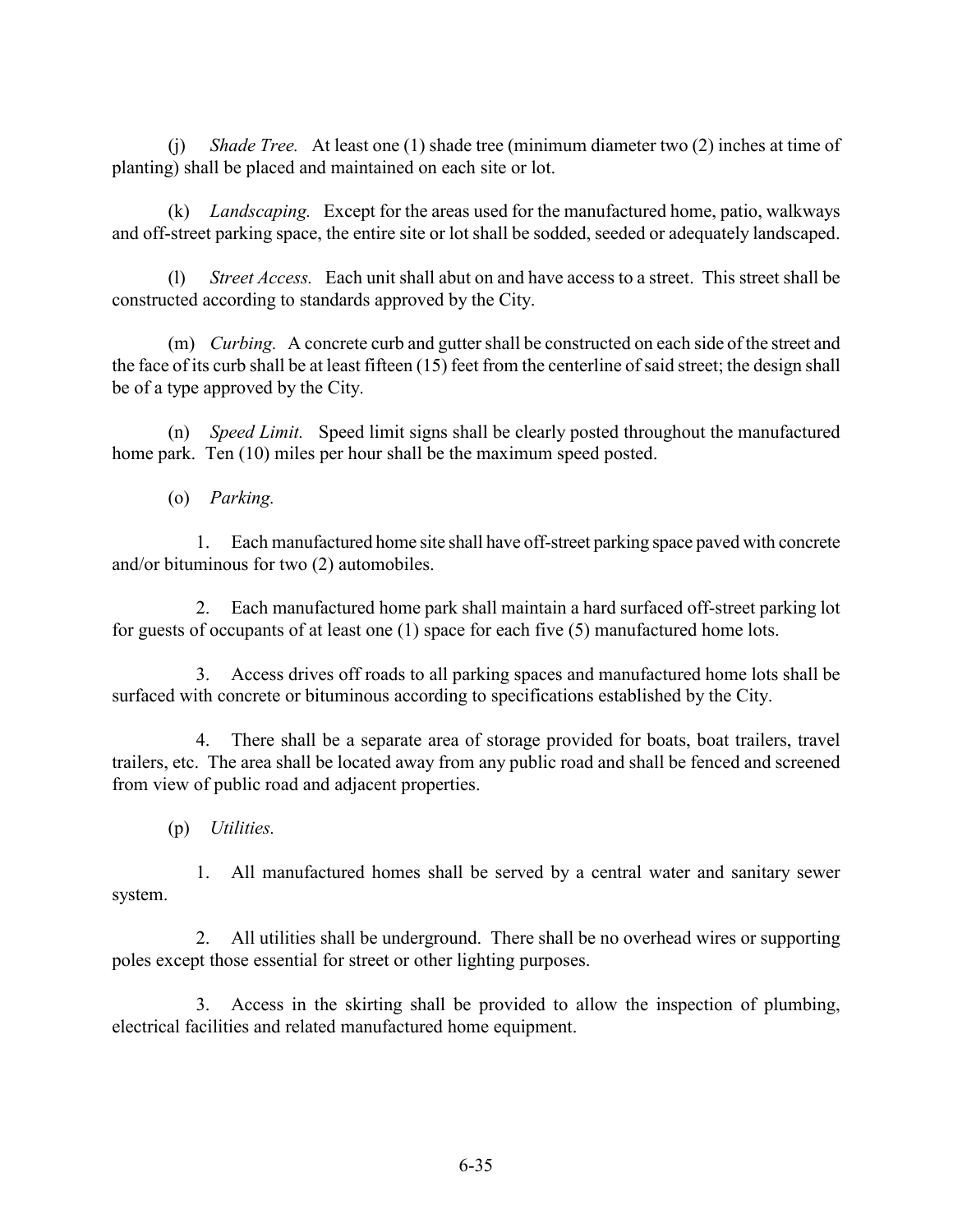(j) *Shade Tree.* At least one (1) shade tree (minimum diameter two (2) inches at time of planting) shall be placed and maintained on each site or lot.

(k) *Landscaping.* Except for the areas used for the manufactured home, patio, walkways and off-street parking space, the entire site or lot shall be sodded, seeded or adequately landscaped.

(l) *Street Access.* Each unit shall abut on and have access to a street. This street shall be constructed according to standards approved by the City.

(m) *Curbing.* A concrete curb and gutter shall be constructed on each side of the street and the face of its curb shall be at least fifteen (15) feet from the centerline of said street; the design shall be of a type approved by the City.

(n) *Speed Limit.* Speed limit signs shall be clearly posted throughout the manufactured home park. Ten (10) miles per hour shall be the maximum speed posted.

(o) *Parking.*

1. Each manufactured home site shall have off-street parking space paved with concrete and/or bituminous for two (2) automobiles.

2. Each manufactured home park shall maintain a hard surfaced off-street parking lot for guests of occupants of at least one (1) space for each five (5) manufactured home lots.

3. Access drives off roads to all parking spaces and manufactured home lots shall be surfaced with concrete or bituminous according to specifications established by the City.

4. There shall be a separate area of storage provided for boats, boat trailers, travel trailers, etc. The area shall be located away from any public road and shall be fenced and screened from view of public road and adjacent properties.

(p) *Utilities.*

1. All manufactured homes shall be served by a central water and sanitary sewer system.

2. All utilities shall be underground. There shall be no overhead wires or supporting poles except those essential for street or other lighting purposes.

3. Access in the skirting shall be provided to allow the inspection of plumbing, electrical facilities and related manufactured home equipment.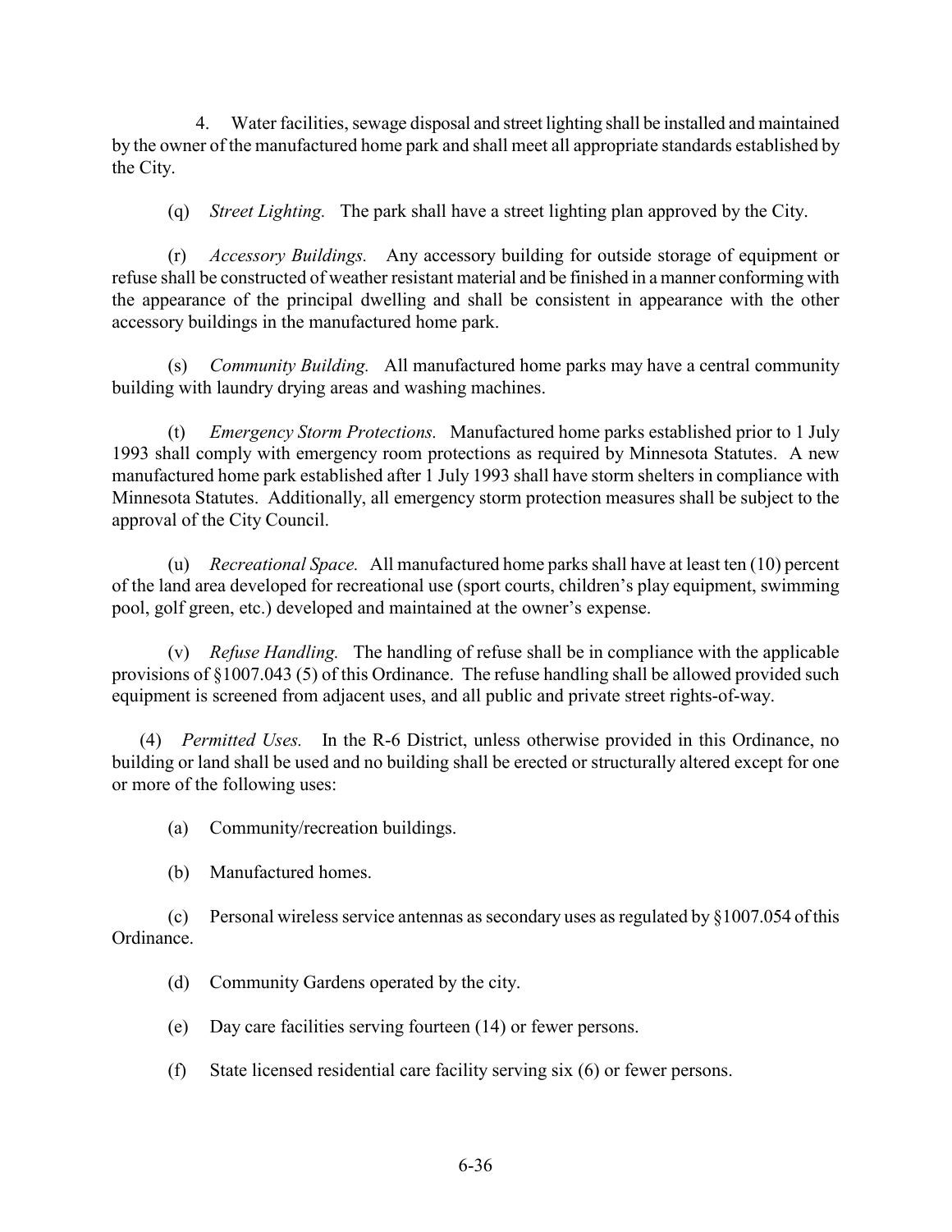4. Water facilities, sewage disposal and street lighting shall be installed and maintained by the owner of the manufactured home park and shall meet all appropriate standards established by the City.

(q) *Street Lighting.* The park shall have a street lighting plan approved by the City.

(r) *Accessory Buildings.* Any accessory building for outside storage of equipment or refuse shall be constructed of weather resistant material and be finished in a manner conforming with the appearance of the principal dwelling and shall be consistent in appearance with the other accessory buildings in the manufactured home park.

(s) *Community Building.* All manufactured home parks may have a central community building with laundry drying areas and washing machines.

(t) *Emergency Storm Protections.* Manufactured home parks established prior to 1 July 1993 shall comply with emergency room protections as required by Minnesota Statutes. A new manufactured home park established after 1 July 1993 shall have storm shelters in compliance with Minnesota Statutes. Additionally, all emergency storm protection measures shall be subject to the approval of the City Council.

(u) *Recreational Space.* All manufactured home parks shall have at least ten (10) percent of the land area developed for recreational use (sport courts, children's play equipment, swimming pool, golf green, etc.) developed and maintained at the owner's expense.

(v) *Refuse Handling.* The handling of refuse shall be in compliance with the applicable provisions of §1007.043 (5) of this Ordinance. The refuse handling shall be allowed provided such equipment is screened from adjacent uses, and all public and private street rights-of-way.

(4) *Permitted Uses.* In the R-6 District, unless otherwise provided in this Ordinance, no building or land shall be used and no building shall be erected or structurally altered except for one or more of the following uses:

(a) Community/recreation buildings.

(b) Manufactured homes.

(c) Personal wireless service antennas as secondary uses as regulated by §1007.054 of this Ordinance.

(d) Community Gardens operated by the city.

(e) Day care facilities serving fourteen (14) or fewer persons.

(f) State licensed residential care facility serving six (6) or fewer persons.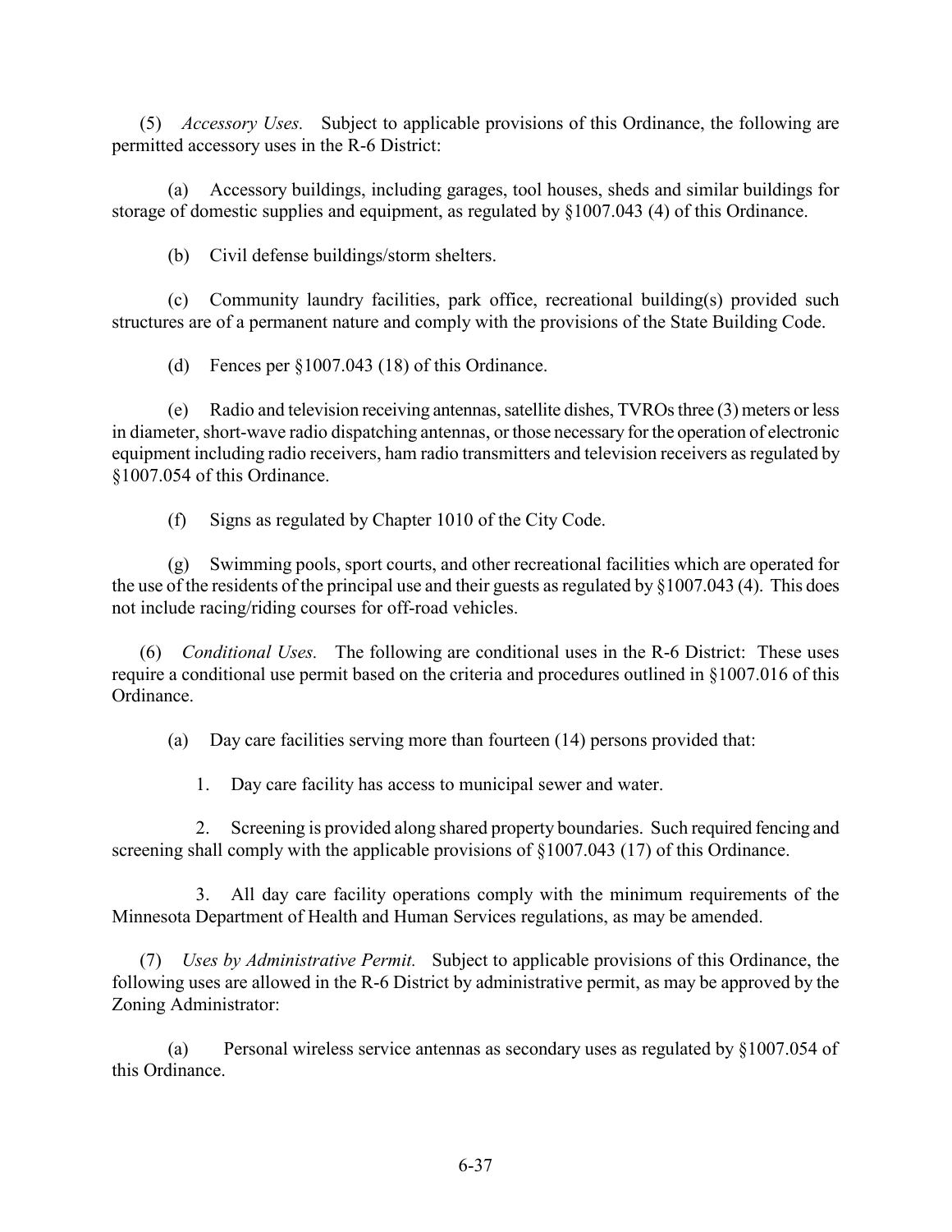(5) *Accessory Uses.* Subject to applicable provisions of this Ordinance, the following are permitted accessory uses in the R-6 District:

(a) Accessory buildings, including garages, tool houses, sheds and similar buildings for storage of domestic supplies and equipment, as regulated by §1007.043 (4) of this Ordinance.

(b) Civil defense buildings/storm shelters.

(c) Community laundry facilities, park office, recreational building(s) provided such structures are of a permanent nature and comply with the provisions of the State Building Code.

(d) Fences per §1007.043 (18) of this Ordinance.

(e) Radio and television receiving antennas, satellite dishes, TVROs three (3) meters or less in diameter, short-wave radio dispatching antennas, or those necessary for the operation of electronic equipment including radio receivers, ham radio transmitters and television receivers as regulated by §1007.054 of this Ordinance.

(f) Signs as regulated by Chapter 1010 of the City Code.

(g) Swimming pools, sport courts, and other recreational facilities which are operated for the use of the residents of the principal use and their guests as regulated by §1007.043 (4). This does not include racing/riding courses for off-road vehicles.

(6) *Conditional Uses.* The following are conditional uses in the R-6 District: These uses require a conditional use permit based on the criteria and procedures outlined in §1007.016 of this Ordinance.

(a) Day care facilities serving more than fourteen (14) persons provided that:

1. Day care facility has access to municipal sewer and water.

2. Screening is provided along shared property boundaries. Such required fencing and screening shall comply with the applicable provisions of §1007.043 (17) of this Ordinance.

3. All day care facility operations comply with the minimum requirements of the Minnesota Department of Health and Human Services regulations, as may be amended.

(7) *Uses by Administrative Permit.* Subject to applicable provisions of this Ordinance, the following uses are allowed in the R-6 District by administrative permit, as may be approved by the Zoning Administrator:

(a) Personal wireless service antennas as secondary uses as regulated by §1007.054 of this Ordinance.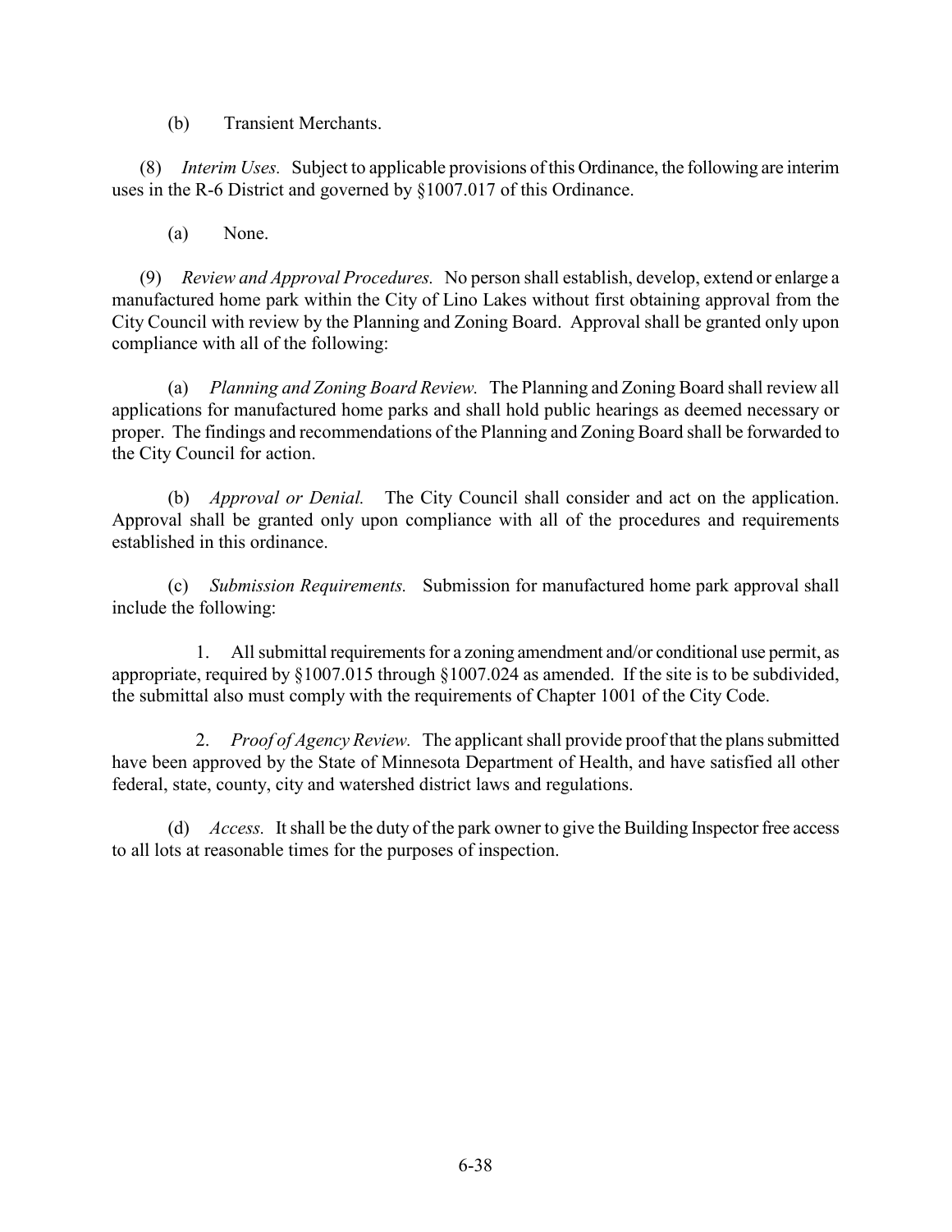(b) Transient Merchants.

(8) *Interim Uses.* Subject to applicable provisions of this Ordinance, the following are interim uses in the R-6 District and governed by §1007.017 of this Ordinance.

(a) None.

(9) *Review and Approval Procedures.* No person shall establish, develop, extend or enlarge a manufactured home park within the City of Lino Lakes without first obtaining approval from the City Council with review by the Planning and Zoning Board. Approval shall be granted only upon compliance with all of the following:

(a) *Planning and Zoning Board Review.* The Planning and Zoning Board shall review all applications for manufactured home parks and shall hold public hearings as deemed necessary or proper. The findings and recommendations of the Planning and Zoning Board shall be forwarded to the City Council for action.

(b) *Approval or Denial.* The City Council shall consider and act on the application. Approval shall be granted only upon compliance with all of the procedures and requirements established in this ordinance.

(c) *Submission Requirements.* Submission for manufactured home park approval shall include the following:

1. All submittal requirements for a zoning amendment and/or conditional use permit, as appropriate, required by §1007.015 through §1007.024 as amended. If the site is to be subdivided, the submittal also must comply with the requirements of Chapter 1001 of the City Code.

2. *Proof of Agency Review.* The applicant shall provide proof that the plans submitted have been approved by the State of Minnesota Department of Health, and have satisfied all other federal, state, county, city and watershed district laws and regulations.

(d) *Access.* It shall be the duty of the park owner to give the Building Inspector free access to all lots at reasonable times for the purposes of inspection.